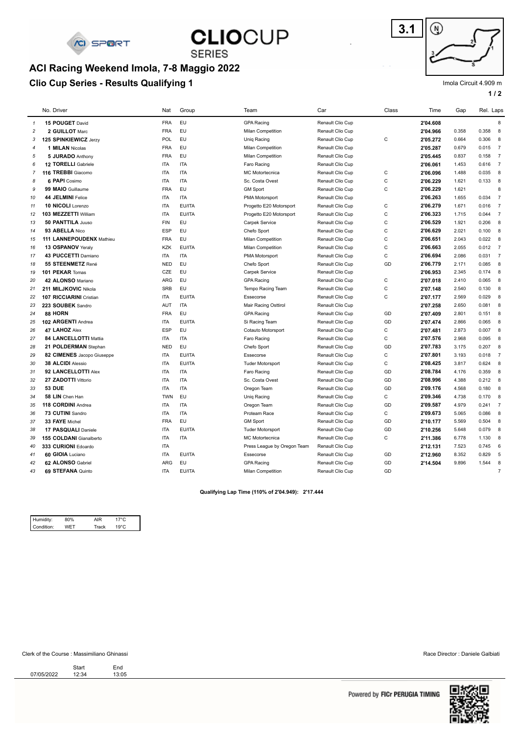# ACI Racing Weekend Imola, 7-8 Maggio 2022

## Clio Cup Series - Results Qualifying 1

3.1

Imola Circuit 4.909 m

| | No. Driver | Nat | Group | Team | Car | Class | Time | Gap | Rel. | Laps |
|---|---|---|---|---|---|---|---|---|---|---|
| 1 | **15 POUGET** David | FRA | EU | GPA Racing | Renault Clio Cup | | **2'04.608** | | | 8 |
| 2 | **2 GUILLOT** Marc | FRA | EU | Milan Competition | Renault Clio Cup | | **2'04.966** | 0.358 | 0.358 | 8 |
| 3 | **125 SPINKIEWICZ** Jerzy | POL | EU | Uniq Racing | Renault Clio Cup | C | **2'05.272** | 0.664 | 0.306 | 8 |
| 4 | **1 MILAN** Nicolas | FRA | EU | Milan Competition | Renault Clio Cup | | **2'05.287** | 0.679 | 0.015 | 7 |
| 5 | **5 JURADO** Anthony | FRA | EU | Milan Competition | Renault Clio Cup | | **2'05.445** | 0.837 | 0.158 | 7 |
| 6 | **12 TORELLI** Gabriele | ITA | ITA | Faro Racing | Renault Clio Cup | | **2'06.061** | 1.453 | 0.616 | 7 |
| 7 | **116 TREBBI** Giacomo | ITA | ITA | MC Motortecnica | Renault Clio Cup | C | **2'06.096** | 1.488 | 0.035 | 8 |
| 8 | **6 PAPI** Cosimo | ITA | ITA | Sc. Costa Ovest | Renault Clio Cup | C | **2'06.229** | 1.621 | 0.133 | 8 |
| 9 | **99 MAIO** Guillaume | FRA | EU | GM Sport | Renault Clio Cup | C | **2'06.229** | 1.621 | | 8 |
| 10 | **44 JELMINI** Felice | ITA | ITA | PMA Motorsport | Renault Clio Cup | | **2'06.263** | 1.655 | 0.034 | 7 |
| 11 | **10 NICOLI** Lorenzo | ITA | EU/ITA | Progetto E20 Motorsport | Renault Clio Cup | C | **2'06.279** | 1.671 | 0.016 | 7 |
| 12 | **103 MEZZETTI** William | ITA | EU/ITA | Progetto E20 Motorsport | Renault Clio Cup | C | **2'06.323** | 1.715 | 0.044 | 7 |
| 13 | **50 PANTTILA** Juuso | FIN | EU | Carpek Service | Renault Clio Cup | C | **2'06.529** | 1.921 | 0.206 | 8 |
| 14 | **93 ABELLA** Nico | ESP | EU | Chefo Sport | Renault Clio Cup | C | **2'06.629** | 2.021 | 0.100 | 8 |
| 15 | **111 LANNEPOUDENX** Mathieu | FRA | EU | Milan Competition | Renault Clio Cup | C | **2'06.651** | 2.043 | 0.022 | 8 |
| 16 | **13 OSPANOV** Yeraly | KZK | EU/ITA | Milan Competition | Renault Clio Cup | C | **2'06.663** | 2.055 | 0.012 | 7 |
| 17 | **43 PUCCETTI** Damiano | ITA | ITA | PMA Motorsport | Renault Clio Cup | C | **2'06.694** | 2.086 | 0.031 | 7 |
| 18 | **55 STEENMETZ** René | NED | EU | Chefo Sport | Renault Clio Cup | GD | **2'06.779** | 2.171 | 0.085 | 8 |
| 19 | **101 PEKAR** Tomas | CZE | EU | Carpek Service | Renault Clio Cup | | **2'06.953** | 2.345 | 0.174 | 8 |
| 20 | **42 ALONSO** Mariano | ARG | EU | GPA Racing | Renault Clio Cup | C | **2'07.018** | 2.410 | 0.065 | 8 |
| 21 | **211 MILJKOVIC** Nikola | SRB | EU | Tempo Racing Team | Renault Clio Cup | C | **2'07.148** | 2.540 | 0.130 | 8 |
| 22 | **107 RICCIARINI** Cristian | ITA | EU/ITA | Essecorse | Renault Clio Cup | C | **2'07.177** | 2.569 | 0.029 | 8 |
| 23 | **223 SOUBEK** Sandro | AUT | ITA | Mair Racing Osttirol | Renault Clio Cup | | **2'07.258** | 2.650 | 0.081 | 8 |
| 24 | **88 HORN** | FRA | EU | GPA Racing | Renault Clio Cup | GD | **2'07.409** | 2.801 | 0.151 | 8 |
| 25 | **102 ARGENTI** Andrea | ITA | EU/ITA | Si Racing Team | Renault Clio Cup | GD | **2'07.474** | 2.866 | 0.065 | 8 |
| 26 | **47 LAHOZ** Alex | ESP | EU | Cotauto Motorsport | Renault Clio Cup | C | **2'07.481** | 2.873 | 0.007 | 8 |
| 27 | **84 LANCELLOTTI** Mattia | ITA | ITA | Faro Racing | Renault Clio Cup | C | **2'07.576** | 2.968 | 0.095 | 8 |
| 28 | **21 POLDERMAN** Stephan | NED | EU | Chefo Sport | Renault Clio Cup | GD | **2'07.783** | 3.175 | 0.207 | 8 |
| 29 | **82 CIMENES** Jacopo Giuseppe | ITA | EU/ITA | Essecorse | Renault Clio Cup | C | **2'07.801** | 3.193 | 0.018 | 7 |
| 30 | **38 ALCIDI** Alessio | ITA | EU/ITA | Tuder Motorsport | Renault Clio Cup | C | **2'08.425** | 3.817 | 0.624 | 8 |
| 31 | **92 LANCELLOTTI** Alex | ITA | ITA | Faro Racing | Renault Clio Cup | GD | **2'08.784** | 4.176 | 0.359 | 8 |
| 32 | **27 ZADOTTI** Vittorio | ITA | ITA | Sc. Costa Ovest | Renault Clio Cup | GD | **2'08.996** | 4.388 | 0.212 | 8 |
| 33 | **53 DUE** | ITA | ITA | Oregon Team | Renault Clio Cup | GD | **2'09.176** | 4.568 | 0.180 | 8 |
| 34 | **58 LIN** Chen Han | TWN | EU | Uniq Racing | Renault Clio Cup | C | **2'09.346** | 4.738 | 0.170 | 8 |
| 35 | **118 CORDINI** Andrea | ITA | ITA | Oregon Team | Renault Clio Cup | GD | **2'09.587** | 4.979 | 0.241 | 7 |
| 36 | **73 CUTINI** Sandro | ITA | ITA | Proteam Race | Renault Clio Cup | C | **2'09.673** | 5.065 | 0.086 | 8 |
| 37 | **33 FAYE** Michel | FRA | EU | GM Sport | Renault Clio Cup | GD | **2'10.177** | 5.569 | 0.504 | 8 |
| 38 | **17 PASQUALI** Daniele | ITA | EU/ITA | Tuder Motorsport | Renault Clio Cup | GD | **2'10.256** | 5.648 | 0.079 | 8 |
| 39 | **155 COLDANI** Gianalberto | ITA | ITA | MC Motortecnica | Renault Clio Cup | C | **2'11.386** | 6.778 | 1.130 | 8 |
| 40 | **333 CURIONI** Edoardo | ITA | | Press League by Oregon Team | Renault Clio Cup | | **2'12.131** | 7.523 | 0.745 | 6 |
| 41 | **60 GIOIA** Luciano | ITA | EU/ITA | Essecorse | Renault Clio Cup | GD | **2'12.960** | 8.352 | 0.829 | 5 |
| 42 | **62 ALONSO** Gabriel | ARG | EU | GPA Racing | Renault Clio Cup | GD | **2'14.504** | 9.896 | 1.544 | 8 |
| 43 | **69 STEFANA** Quinto | ITA | EU/ITA | Milan Competition | Renault Clio Cup | GD | | | | 7 |

**Qualifying Lap Time (110% of 2'04.949): 2'17.444**

| Humidity: | 80% | AIR | 17°C |
|---|---|---|---|
| Condition: | WET | Track | 19°C |

Clerk of the Course : Massimiliano Ghinassi

Race Director : Daniele Galbiati

| | Start | End |
|---|---|---|
| 07/05/2022 | 12:34 | 13:05 |

Powered by FICr PERUGIA TIMING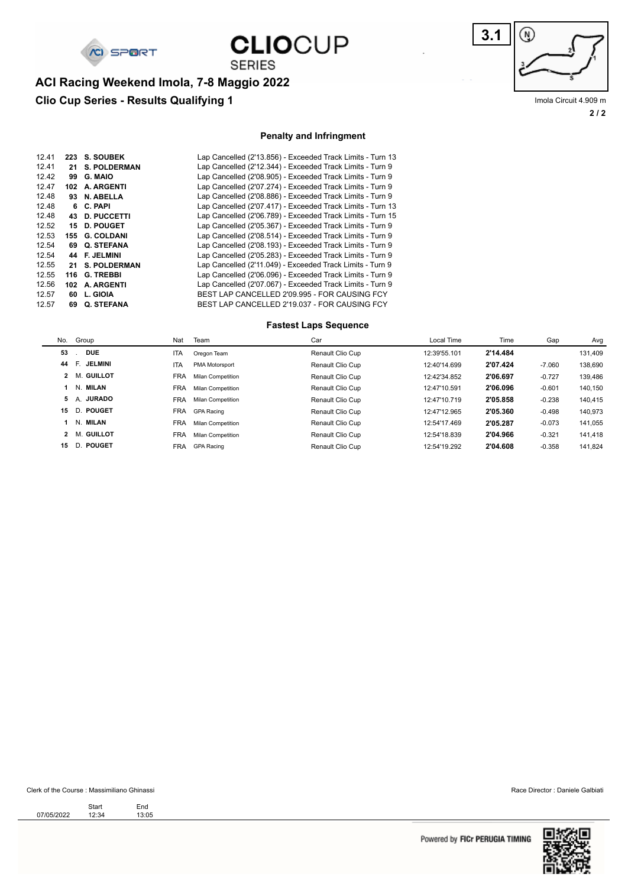# ACI Racing Weekend Imola, 7-8 Maggio 2022

## Clio Cup Series - Results Qualifying 1

Imola Circuit 4.909 m

### Penalty and Infringment

| Time | No. | Driver | Infringement |
|---|---|---|---|
| 12.41 | 223 | S. SOUBEK | Lap Cancelled (2'13.856) - Exceeded Track Limits - Turn 13 |
| 12.41 | 21 | S. POLDERMAN | Lap Cancelled (2'12.344) - Exceeded Track Limits - Turn 9 |
| 12.42 | 99 | G. MAIO | Lap Cancelled (2'08.905) - Exceeded Track Limits - Turn 9 |
| 12.47 | 102 | A. ARGENTI | Lap Cancelled (2'07.274) - Exceeded Track Limits - Turn 9 |
| 12.48 | 93 | N. ABELLA | Lap Cancelled (2'08.886) - Exceeded Track Limits - Turn 9 |
| 12.48 | 6 | C. PAPI | Lap Cancelled (2'07.417) - Exceeded Track Limits - Turn 13 |
| 12.48 | 43 | D. PUCCETTI | Lap Cancelled (2'06.789) - Exceeded Track Limits - Turn 15 |
| 12.52 | 15 | D. POUGET | Lap Cancelled (2'05.367) - Exceeded Track Limits - Turn 9 |
| 12.53 | 155 | G. COLDANI | Lap Cancelled (2'08.514) - Exceeded Track Limits - Turn 9 |
| 12.54 | 69 | Q. STEFANA | Lap Cancelled (2'08.193) - Exceeded Track Limits - Turn 9 |
| 12.54 | 44 | F. JELMINI | Lap Cancelled (2'05.283) - Exceeded Track Limits - Turn 9 |
| 12.55 | 21 | S. POLDERMAN | Lap Cancelled (2'11.049) - Exceeded Track Limits - Turn 9 |
| 12.55 | 116 | G. TREBBI | Lap Cancelled (2'06.096) - Exceeded Track Limits - Turn 9 |
| 12.56 | 102 | A. ARGENTI | Lap Cancelled (2'07.067) - Exceeded Track Limits - Turn 9 |
| 12.57 | 60 | L. GIOIA | BEST LAP CANCELLED 2'09.995 - FOR CAUSING FCY |
| 12.57 | 69 | Q. STEFANA | BEST LAP CANCELLED 2'19.037 - FOR CAUSING FCY |

### Fastest Laps Sequence

| No. | Group | Nat | Team | Car | Local Time | Time | Gap | Avg |
|---|---|---|---|---|---|---|---|---|
| 53 | . DUE | ITA | Oregon Team | Renault Clio Cup | 12:39'55.101 | **2'14.484** | | 131,409 |
| 44 | F. JELMINI | ITA | PMA Motorsport | Renault Clio Cup | 12:40'14.699 | **2'07.424** | -7.060 | 138,690 |
| 2 | M. GUILLOT | FRA | Milan Competition | Renault Clio Cup | 12:42'34.852 | **2'06.697** | -0.727 | 139,486 |
| 1 | N. MILAN | FRA | Milan Competition | Renault Clio Cup | 12:47'10.591 | **2'06.096** | -0.601 | 140,150 |
| 5 | A. JURADO | FRA | Milan Competition | Renault Clio Cup | 12:47'10.719 | **2'05.858** | -0.238 | 140,415 |
| 15 | D. POUGET | FRA | GPA Racing | Renault Clio Cup | 12:47'12.965 | **2'05.360** | -0.498 | 140,973 |
| 1 | N. MILAN | FRA | Milan Competition | Renault Clio Cup | 12:54'17.469 | **2'05.287** | -0.073 | 141,055 |
| 2 | M. GUILLOT | FRA | Milan Competition | Renault Clio Cup | 12:54'18.839 | **2'04.966** | -0.321 | 141,418 |
| 15 | D. POUGET | FRA | GPA Racing | Renault Clio Cup | 12:54'19.292 | **2'04.608** | -0.358 | 141,824 |

Clerk of the Course : Massimiliano Ghinassi

Race Director : Daniele Galbiati

| | Start | End |
|---|---|---|
| 07/05/2022 | 12:34 | 13:05 |

Powered by FICr PERUGIA TIMING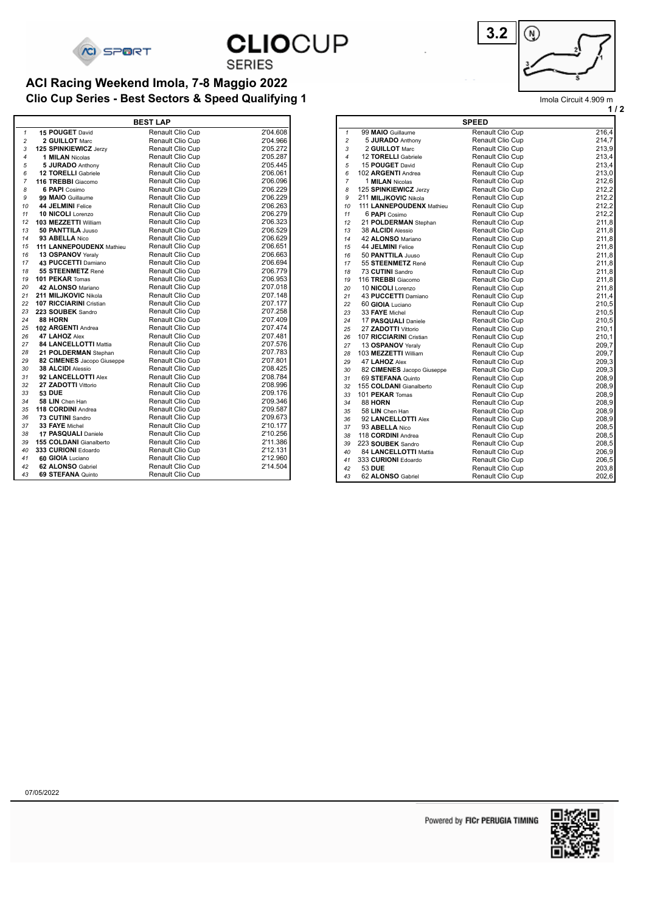# ACI Racing Weekend Imola, 7-8 Maggio 2022

## Clio Cup Series - Best Sectors & Speed Qualifying 1

3.2

Imola Circuit 4.909 m

**BEST LAP**

| | Driver | Car | Time |
|---|---|---|---|
| 1 | **15 POUGET** David | Renault Clio Cup | 2'04.608 |
| 2 | **2 GUILLOT** Marc | Renault Clio Cup | 2'04.966 |
| 3 | **125 SPINKIEWICZ** Jerzy | Renault Clio Cup | 2'05.272 |
| 4 | **1 MILAN** Nicolas | Renault Clio Cup | 2'05.287 |
| 5 | **5 JURADO** Anthony | Renault Clio Cup | 2'05.445 |
| 6 | **12 TORELLI** Gabriele | Renault Clio Cup | 2'06.061 |
| 7 | **116 TREBBI** Giacomo | Renault Clio Cup | 2'06.096 |
| 8 | **6 PAPI** Cosimo | Renault Clio Cup | 2'06.229 |
| 9 | **99 MAIO** Guillaume | Renault Clio Cup | 2'06.229 |
| 10 | **44 JELMINI** Felice | Renault Clio Cup | 2'06.263 |
| 11 | **10 NICOLI** Lorenzo | Renault Clio Cup | 2'06.279 |
| 12 | **103 MEZZETTI** William | Renault Clio Cup | 2'06.323 |
| 13 | **50 PANTTILA** Juuso | Renault Clio Cup | 2'06.529 |
| 14 | **93 ABELLA** Nico | Renault Clio Cup | 2'06.629 |
| 15 | **111 LANNEPOUDENX** Mathieu | Renault Clio Cup | 2'06.651 |
| 16 | **13 OSPANOV** Yeraly | Renault Clio Cup | 2'06.663 |
| 17 | **43 PUCCETTI** Damiano | Renault Clio Cup | 2'06.694 |
| 18 | **55 STEENMETZ** René | Renault Clio Cup | 2'06.779 |
| 19 | **101 PEKAR** Tomas | Renault Clio Cup | 2'06.953 |
| 20 | **42 ALONSO** Mariano | Renault Clio Cup | 2'07.018 |
| 21 | **211 MILJKOVIC** Nikola | Renault Clio Cup | 2'07.148 |
| 22 | **107 RICCIARINI** Cristian | Renault Clio Cup | 2'07.177 |
| 23 | **223 SOUBEK** Sandro | Renault Clio Cup | 2'07.258 |
| 24 | **88 HORN** | Renault Clio Cup | 2'07.409 |
| 25 | **102 ARGENTI** Andrea | Renault Clio Cup | 2'07.474 |
| 26 | **47 LAHOZ** Alex | Renault Clio Cup | 2'07.481 |
| 27 | **84 LANCELLOTTI** Mattia | Renault Clio Cup | 2'07.576 |
| 28 | **21 POLDERMAN** Stephan | Renault Clio Cup | 2'07.783 |
| 29 | **82 CIMENES** Jacopo Giuseppe | Renault Clio Cup | 2'07.801 |
| 30 | **38 ALCIDI** Alessio | Renault Clio Cup | 2'08.425 |
| 31 | **92 LANCELLOTTI** Alex | Renault Clio Cup | 2'08.784 |
| 32 | **27 ZADOTTI** Vittorio | Renault Clio Cup | 2'08.996 |
| 33 | **53 DUE** | Renault Clio Cup | 2'09.176 |
| 34 | **58 LIN** Chen Han | Renault Clio Cup | 2'09.346 |
| 35 | **118 CORDINI** Andrea | Renault Clio Cup | 2'09.587 |
| 36 | **73 CUTINI** Sandro | Renault Clio Cup | 2'09.673 |
| 37 | **33 FAYE** Michel | Renault Clio Cup | 2'10.177 |
| 38 | **17 PASQUALI** Daniele | Renault Clio Cup | 2'10.256 |
| 39 | **155 COLDANI** Gianalberto | Renault Clio Cup | 2'11.386 |
| 40 | **333 CURIONI** Edoardo | Renault Clio Cup | 2'12.131 |
| 41 | **60 GIOIA** Luciano | Renault Clio Cup | 2'12.960 |
| 42 | **62 ALONSO** Gabriel | Renault Clio Cup | 2'14.504 |
| 43 | **69 STEFANA** Quinto | Renault Clio Cup | |

**SPEED**

| | Driver | Car | Speed |
|---|---|---|---|
| 1 | 99 **MAIO** Guillaume | Renault Clio Cup | 216,4 |
| 2 | 5 **JURADO** Anthony | Renault Clio Cup | 214,7 |
| 3 | 2 **GUILLOT** Marc | Renault Clio Cup | 213,9 |
| 4 | 12 **TORELLI** Gabriele | Renault Clio Cup | 213,4 |
| 5 | 15 **POUGET** David | Renault Clio Cup | 213,4 |
| 6 | 102 **ARGENTI** Andrea | Renault Clio Cup | 213,0 |
| 7 | 1 **MILAN** Nicolas | Renault Clio Cup | 212,6 |
| 8 | 125 **SPINKIEWICZ** Jerzy | Renault Clio Cup | 212,2 |
| 9 | 211 **MILJKOVIC** Nikola | Renault Clio Cup | 212,2 |
| 10 | 111 **LANNEPOUDENX** Mathieu | Renault Clio Cup | 212,2 |
| 11 | 6 **PAPI** Cosimo | Renault Clio Cup | 212,2 |
| 12 | 21 **POLDERMAN** Stephan | Renault Clio Cup | 211,8 |
| 13 | 38 **ALCIDI** Alessio | Renault Clio Cup | 211,8 |
| 14 | 42 **ALONSO** Mariano | Renault Clio Cup | 211,8 |
| 15 | 44 **JELMINI** Felice | Renault Clio Cup | 211,8 |
| 16 | 50 **PANTTILA** Juuso | Renault Clio Cup | 211,8 |
| 17 | 55 **STEENMETZ** René | Renault Clio Cup | 211,8 |
| 18 | 73 **CUTINI** Sandro | Renault Clio Cup | 211,8 |
| 19 | 116 **TREBBI** Giacomo | Renault Clio Cup | 211,8 |
| 20 | 10 **NICOLI** Lorenzo | Renault Clio Cup | 211,8 |
| 21 | 43 **PUCCETTI** Damiano | Renault Clio Cup | 211,4 |
| 22 | 60 **GIOIA** Luciano | Renault Clio Cup | 210,5 |
| 23 | 33 **FAYE** Michel | Renault Clio Cup | 210,5 |
| 24 | 17 **PASQUALI** Daniele | Renault Clio Cup | 210,5 |
| 25 | 27 **ZADOTTI** Vittorio | Renault Clio Cup | 210,1 |
| 26 | 107 **RICCIARINI** Cristian | Renault Clio Cup | 210,1 |
| 27 | 13 **OSPANOV** Yeraly | Renault Clio Cup | 209,7 |
| 28 | 103 **MEZZETTI** William | Renault Clio Cup | 209,7 |
| 29 | 47 **LAHOZ** Alex | Renault Clio Cup | 209,3 |
| 30 | 82 **CIMENES** Jacopo Giuseppe | Renault Clio Cup | 209,3 |
| 31 | 69 **STEFANA** Quinto | Renault Clio Cup | 208,9 |
| 32 | 155 **COLDANI** Gianalberto | Renault Clio Cup | 208,9 |
| 33 | 101 **PEKAR** Tomas | Renault Clio Cup | 208,9 |
| 34 | 88 **HORN** | Renault Clio Cup | 208,9 |
| 35 | 58 **LIN** Chen Han | Renault Clio Cup | 208,9 |
| 36 | 92 **LANCELLOTTI** Alex | Renault Clio Cup | 208,9 |
| 37 | 93 **ABELLA** Nico | Renault Clio Cup | 208,5 |
| 38 | 118 **CORDINI** Andrea | Renault Clio Cup | 208,5 |
| 39 | 223 **SOUBEK** Sandro | Renault Clio Cup | 208,5 |
| 40 | 84 **LANCELLOTTI** Mattia | Renault Clio Cup | 206,9 |
| 41 | 333 **CURIONI** Edoardo | Renault Clio Cup | 206,5 |
| 42 | 53 **DUE** | Renault Clio Cup | 203,8 |
| 43 | 62 **ALONSO** Gabriel | Renault Clio Cup | 202,6 |

07/05/2022

Powered by FICr PERUGIA TIMING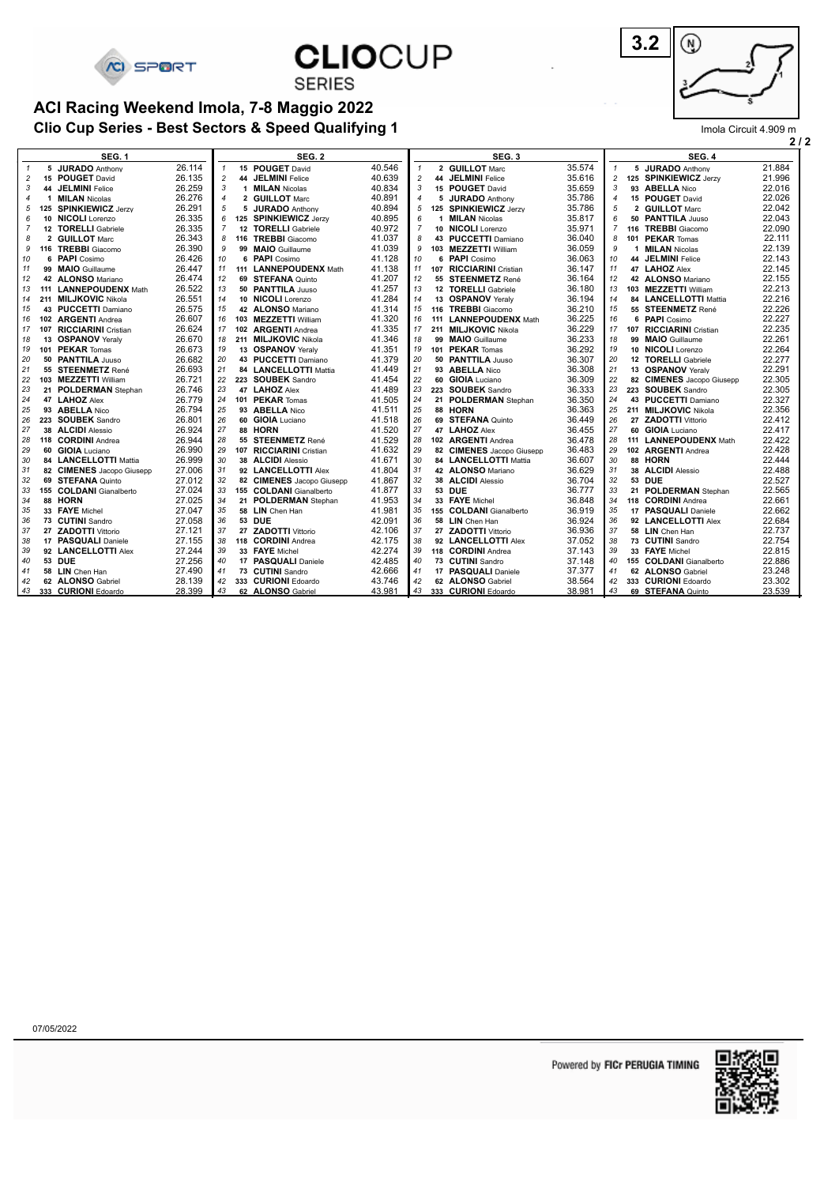## ACI Racing Weekend Imola, 7-8 Maggio 2022

### Clio Cup Series - Best Sectors & Speed Qualifying 1

Imola Circuit 4.909 m

| SEG. 1 | | | | SEG. 2 | | | | SEG. 3 | | | | SEG. 4 | | | |
|---|---|---|---|---|---|---|---|---|---|---|---|---|---|---|---|
| 1 | 5 | **JURADO** Anthony | 26.114 | 1 | 15 | **POUGET** David | 40.546 | 1 | 2 | **GUILLOT** Marc | 35.574 | 1 | 5 | **JURADO** Anthony | 21.884 |
| 2 | 15 | **POUGET** David | 26.135 | 2 | 44 | **JELMINI** Felice | 40.639 | 2 | 44 | **JELMINI** Felice | 35.616 | 2 | 125 | **SPINKIEWICZ** Jerzy | 21.996 |
| 3 | 44 | **JELMINI** Felice | 26.259 | 3 | 1 | **MILAN** Nicolas | 40.834 | 3 | 15 | **POUGET** David | 35.659 | 3 | 93 | **ABELLA** Nico | 22.016 |
| 4 | 1 | **MILAN** Nicolas | 26.276 | 4 | 2 | **GUILLOT** Marc | 40.891 | 4 | 5 | **JURADO** Anthony | 35.786 | 4 | 15 | **POUGET** David | 22.026 |
| 5 | 125 | **SPINKIEWICZ** Jerzy | 26.291 | 5 | 5 | **JURADO** Anthony | 40.894 | 5 | 125 | **SPINKIEWICZ** Jerzy | 35.786 | 5 | 2 | **GUILLOT** Marc | 22.042 |
| 6 | 10 | **NICOLI** Lorenzo | 26.335 | 6 | 125 | **SPINKIEWICZ** Jerzy | 40.895 | 6 | 1 | **MILAN** Nicolas | 35.817 | 6 | 50 | **PANTTILA** Juuso | 22.043 |
| 7 | 12 | **TORELLI** Gabriele | 26.335 | 7 | 12 | **TORELLI** Gabriele | 40.972 | 7 | 10 | **NICOLI** Lorenzo | 35.971 | 7 | 116 | **TREBBI** Giacomo | 22.090 |
| 8 | 2 | **GUILLOT** Marc | 26.343 | 8 | 116 | **TREBBI** Giacomo | 41.037 | 8 | 43 | **PUCCETTI** Damiano | 36.040 | 8 | 101 | **PEKAR** Tomas | 22.111 |
| 9 | 116 | **TREBBI** Giacomo | 26.390 | 9 | 99 | **MAIO** Guillaume | 41.039 | 9 | 103 | **MEZZETTI** William | 36.059 | 9 | 1 | **MILAN** Nicolas | 22.139 |
| 10 | 6 | **PAPI** Cosimo | 26.426 | 10 | 6 | **PAPI** Cosimo | 41.128 | 10 | 6 | **PAPI** Cosimo | 36.063 | 10 | 44 | **JELMINI** Felice | 22.143 |
| 11 | 99 | **MAIO** Guillaume | 26.447 | 11 | 111 | **LANNEPOUDENX** Math | 41.138 | 11 | 107 | **RICCIARINI** Cristian | 36.147 | 11 | 47 | **LAHOZ** Alex | 22.145 |
| 12 | 42 | **ALONSO** Mariano | 26.474 | 12 | 69 | **STEFANA** Quinto | 41.207 | 12 | 55 | **STEENMETZ** René | 36.164 | 12 | 42 | **ALONSO** Mariano | 22.155 |
| 13 | 111 | **LANNEPOUDENX** Math | 26.522 | 13 | 50 | **PANTTILA** Juuso | 41.257 | 13 | 12 | **TORELLI** Gabriele | 36.180 | 13 | 103 | **MEZZETTI** William | 22.213 |
| 14 | 211 | **MILJKOVIC** Nikola | 26.551 | 14 | 10 | **NICOLI** Lorenzo | 41.284 | 14 | 13 | **OSPANOV** Yeraly | 36.194 | 14 | 84 | **LANCELLOTTI** Mattia | 22.216 |
| 15 | 43 | **PUCCETTI** Damiano | 26.575 | 15 | 42 | **ALONSO** Mariano | 41.314 | 15 | 116 | **TREBBI** Giacomo | 36.210 | 15 | 55 | **STEENMETZ** René | 22.226 |
| 16 | 102 | **ARGENTI** Andrea | 26.607 | 16 | 103 | **MEZZETTI** William | 41.320 | 16 | 111 | **LANNEPOUDENX** Math | 36.225 | 16 | 6 | **PAPI** Cosimo | 22.227 |
| 17 | 107 | **RICCIARINI** Cristian | 26.624 | 17 | 102 | **ARGENTI** Andrea | 41.335 | 17 | 211 | **MILJKOVIC** Nikola | 36.229 | 17 | 107 | **RICCIARINI** Cristian | 22.235 |
| 18 | 13 | **OSPANOV** Yeraly | 26.670 | 18 | 211 | **MILJKOVIC** Nikola | 41.346 | 18 | 99 | **MAIO** Guillaume | 36.233 | 18 | 99 | **MAIO** Guillaume | 22.261 |
| 19 | 101 | **PEKAR** Tomas | 26.673 | 19 | 13 | **OSPANOV** Yeraly | 41.351 | 19 | 101 | **PEKAR** Tomas | 36.292 | 19 | 10 | **NICOLI** Lorenzo | 22.264 |
| 20 | 50 | **PANTTILA** Juuso | 26.682 | 20 | 43 | **PUCCETTI** Damiano | 41.379 | 20 | 50 | **PANTTILA** Juuso | 36.307 | 20 | 12 | **TORELLI** Gabriele | 22.277 |
| 21 | 55 | **STEENMETZ** René | 26.693 | 21 | 84 | **LANCELLOTTI** Mattia | 41.449 | 21 | 93 | **ABELLA** Nico | 36.308 | 21 | 13 | **OSPANOV** Yeraly | 22.291 |
| 22 | 103 | **MEZZETTI** William | 26.721 | 22 | 223 | **SOUBEK** Sandro | 41.454 | 22 | 60 | **GIOIA** Luciano | 36.309 | 22 | 82 | **CIMENES** Jacopo Giusepp | 22.305 |
| 23 | 21 | **POLDERMAN** Stephan | 26.746 | 23 | 47 | **LAHOZ** Alex | 41.489 | 23 | 223 | **SOUBEK** Sandro | 36.333 | 23 | 223 | **SOUBEK** Sandro | 22.305 |
| 24 | 47 | **LAHOZ** Alex | 26.779 | 24 | 101 | **PEKAR** Tomas | 41.505 | 24 | 21 | **POLDERMAN** Stephan | 36.350 | 24 | 43 | **PUCCETTI** Damiano | 22.327 |
| 25 | 93 | **ABELLA** Nico | 26.794 | 25 | 93 | **ABELLA** Nico | 41.511 | 25 | 88 | **HORN** | 36.363 | 25 | 211 | **MILJKOVIC** Nikola | 22.356 |
| 26 | 223 | **SOUBEK** Sandro | 26.801 | 26 | 60 | **GIOIA** Luciano | 41.518 | 26 | 69 | **STEFANA** Quinto | 36.449 | 26 | 27 | **ZADOTTI** Vittorio | 22.412 |
| 27 | 38 | **ALCIDI** Alessio | 26.924 | 27 | 88 | **HORN** | 41.520 | 27 | 47 | **LAHOZ** Alex | 36.455 | 27 | 60 | **GIOIA** Luciano | 22.417 |
| 28 | 118 | **CORDINI** Andrea | 26.944 | 28 | 55 | **STEENMETZ** René | 41.529 | 28 | 102 | **ARGENTI** Andrea | 36.478 | 28 | 111 | **LANNEPOUDENX** Math | 22.422 |
| 29 | 60 | **GIOIA** Luciano | 26.990 | 29 | 107 | **RICCIARINI** Cristian | 41.632 | 29 | 82 | **CIMENES** Jacopo Giusepp | 36.483 | 29 | 102 | **ARGENTI** Andrea | 22.428 |
| 30 | 84 | **LANCELLOTTI** Mattia | 26.999 | 30 | 38 | **ALCIDI** Alessio | 41.671 | 30 | 84 | **LANCELLOTTI** Mattia | 36.607 | 30 | 88 | **HORN** | 22.444 |
| 31 | 82 | **CIMENES** Jacopo Giusepp | 27.006 | 31 | 92 | **LANCELLOTTI** Alex | 41.804 | 31 | 42 | **ALONSO** Mariano | 36.629 | 31 | 38 | **ALCIDI** Alessio | 22.488 |
| 32 | 69 | **STEFANA** Quinto | 27.012 | 32 | 82 | **CIMENES** Jacopo Giusepp | 41.867 | 32 | 38 | **ALCIDI** Alessio | 36.704 | 32 | 53 | **DUE** | 22.527 |
| 33 | 155 | **COLDANI** Gianalberto | 27.024 | 33 | 155 | **COLDANI** Gianalberto | 41.877 | 33 | 53 | **DUE** | 36.777 | 33 | 21 | **POLDERMAN** Stephan | 22.565 |
| 34 | 88 | **HORN** | 27.025 | 34 | 21 | **POLDERMAN** Stephan | 41.953 | 34 | 33 | **FAYE** Michel | 36.848 | 34 | 118 | **CORDINI** Andrea | 22.661 |
| 35 | 33 | **FAYE** Michel | 27.047 | 35 | 58 | **LIN** Chen Han | 41.981 | 35 | 155 | **COLDANI** Gianalberto | 36.919 | 35 | 17 | **PASQUALI** Daniele | 22.662 |
| 36 | 73 | **CUTINI** Sandro | 27.058 | 36 | 53 | **DUE** | 42.091 | 36 | 58 | **LIN** Chen Han | 36.924 | 36 | 92 | **LANCELLOTTI** Alex | 22.684 |
| 37 | 27 | **ZADOTTI** Vittorio | 27.121 | 37 | 27 | **ZADOTTI** Vittorio | 42.106 | 37 | 27 | **ZADOTTI** Vittorio | 36.936 | 37 | 58 | **LIN** Chen Han | 22.737 |
| 38 | 17 | **PASQUALI** Daniele | 27.155 | 38 | 118 | **CORDINI** Andrea | 42.175 | 38 | 92 | **LANCELLOTTI** Alex | 37.052 | 38 | 73 | **CUTINI** Sandro | 22.754 |
| 39 | 92 | **LANCELLOTTI** Alex | 27.244 | 39 | 33 | **FAYE** Michel | 42.274 | 39 | 118 | **CORDINI** Andrea | 37.143 | 39 | 33 | **FAYE** Michel | 22.815 |
| 40 | 53 | **DUE** | 27.256 | 40 | 17 | **PASQUALI** Daniele | 42.485 | 40 | 73 | **CUTINI** Sandro | 37.148 | 40 | 155 | **COLDANI** Gianalberto | 22.886 |
| 41 | 58 | **LIN** Chen Han | 27.490 | 41 | 73 | **CUTINI** Sandro | 42.666 | 41 | 17 | **PASQUALI** Daniele | 37.377 | 41 | 62 | **ALONSO** Gabriel | 23.248 |
| 42 | 62 | **ALONSO** Gabriel | 28.139 | 42 | 333 | **CURIONI** Edoardo | 43.746 | 42 | 62 | **ALONSO** Gabriel | 38.564 | 42 | 333 | **CURIONI** Edoardo | 23.302 |
| 43 | 333 | **CURIONI** Edoardo | 28.399 | 43 | 62 | **ALONSO** Gabriel | 43.981 | 43 | 333 | **CURIONI** Edoardo | 38.981 | 43 | 69 | **STEFANA** Quinto | 23.539 |

07/05/2022

Powered by FICr PERUGIA TIMING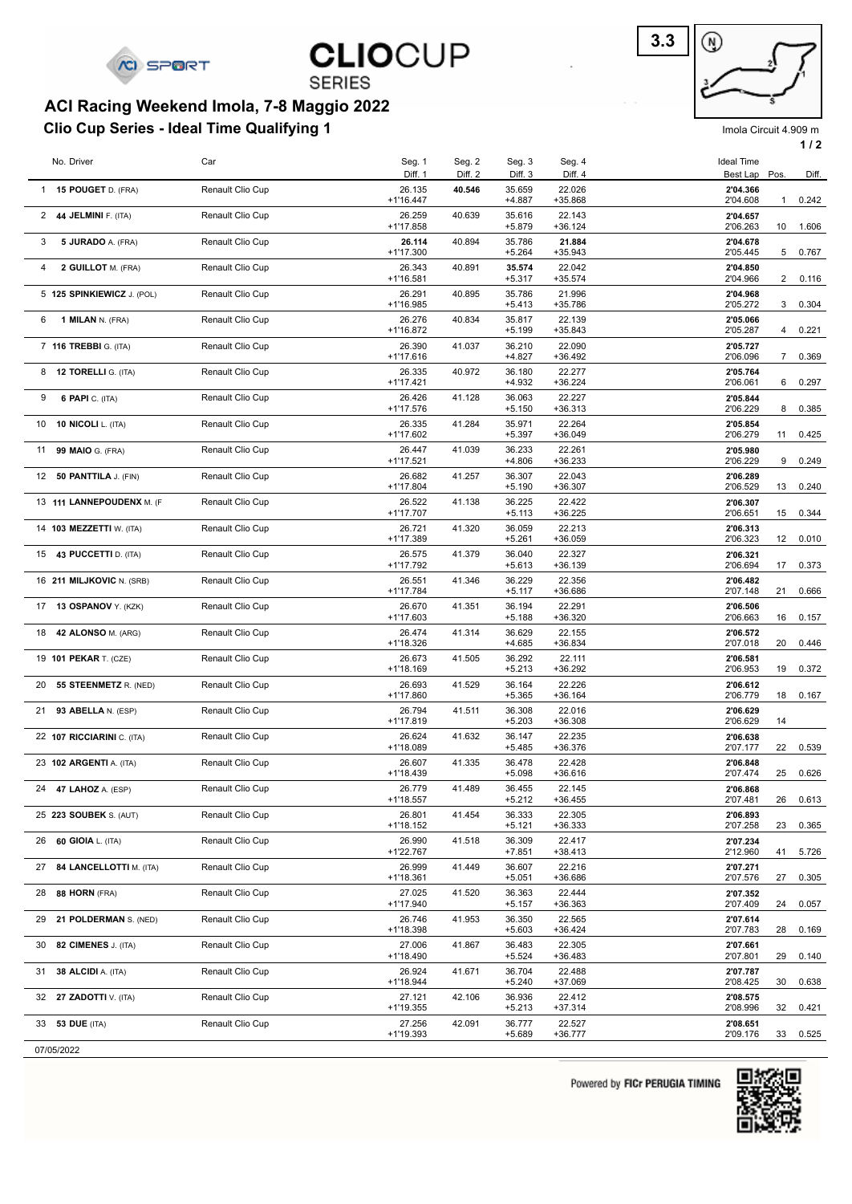# ACI Racing Weekend Imola, 7-8 Maggio 2022

## Clio Cup Series - Ideal Time Qualifying 1

Imola Circuit 4.909 m

| No. | Driver | Car | Seg. 1 / Diff. 1 | Seg. 2 / Diff. 2 | Seg. 3 / Diff. 3 | Seg. 4 / Diff. 4 | Ideal Time / Best Lap | Pos. | Diff. |
|---|---|---|---|---|---|---|---|---|---|
| 1 | **15 POUGET** D. (FRA) | Renault Clio Cup | 26.135 / +1'16.447 | **40.546** | 35.659 / +4.887 | 22.026 / +35.868 | **2'04.366** / 2'04.608 | 1 | 0.242 |
| 2 | **44 JELMINI** F. (ITA) | Renault Clio Cup | 26.259 / +1'17.858 | 40.639 | 35.616 / +5.879 | 22.143 / +36.124 | **2'04.657** / 2'06.263 | 10 | 1.606 |
| 3 | **5 JURADO** A. (FRA) | Renault Clio Cup | **26.114** / +1'17.300 | 40.894 | 35.786 / +5.264 | **21.884** / +35.943 | **2'04.678** / 2'05.445 | 5 | 0.767 |
| 4 | **2 GUILLOT** M. (FRA) | Renault Clio Cup | 26.343 / +1'16.581 | 40.891 | **35.574** / +5.317 | 22.042 / +35.574 | **2'04.850** / 2'04.966 | 2 | 0.116 |
| 5 | **125 SPINKIEWICZ** J. (POL) | Renault Clio Cup | 26.291 / +1'16.985 | 40.895 | 35.786 / +5.413 | 21.996 / +35.786 | **2'04.968** / 2'05.272 | 3 | 0.304 |
| 6 | **1 MILAN** N. (FRA) | Renault Clio Cup | 26.276 / +1'16.872 | 40.834 | 35.817 / +5.199 | 22.139 / +35.843 | **2'05.066** / 2'05.287 | 4 | 0.221 |
| 7 | **116 TREBBI** G. (ITA) | Renault Clio Cup | 26.390 / +1'17.616 | 41.037 | 36.210 / +4.827 | 22.090 / +36.492 | **2'05.727** / 2'06.096 | 7 | 0.369 |
| 8 | **12 TORELLI** G. (ITA) | Renault Clio Cup | 26.335 / +1'17.421 | 40.972 | 36.180 / +4.932 | 22.277 / +36.224 | **2'05.764** / 2'06.061 | 6 | 0.297 |
| 9 | **6 PAPI** C. (ITA) | Renault Clio Cup | 26.426 / +1'17.576 | 41.128 | 36.063 / +5.150 | 22.227 / +36.313 | **2'05.844** / 2'06.229 | 8 | 0.385 |
| 10 | **10 NICOLI** L. (ITA) | Renault Clio Cup | 26.335 / +1'17.602 | 41.284 | 35.971 / +5.397 | 22.264 / +36.049 | **2'05.854** / 2'06.279 | 11 | 0.425 |
| 11 | **99 MAIO** G. (FRA) | Renault Clio Cup | 26.447 / +1'17.521 | 41.039 | 36.233 / +4.806 | 22.261 / +36.233 | **2'05.980** / 2'06.229 | 9 | 0.249 |
| 12 | **50 PANTTILA** J. (FIN) | Renault Clio Cup | 26.682 / +1'17.804 | 41.257 | 36.307 / +5.190 | 22.043 / +36.307 | **2'06.289** / 2'06.529 | 13 | 0.240 |
| 13 | **111 LANNEPOUDENX** M. (F | Renault Clio Cup | 26.522 / +1'17.707 | 41.138 | 36.225 / +5.113 | 22.422 / +36.225 | **2'06.307** / 2'06.651 | 15 | 0.344 |
| 14 | **103 MEZZETTI** W. (ITA) | Renault Clio Cup | 26.721 / +1'17.389 | 41.320 | 36.059 / +5.261 | 22.213 / +36.059 | **2'06.313** / 2'06.323 | 12 | 0.010 |
| 15 | **43 PUCCETTI** D. (ITA) | Renault Clio Cup | 26.575 / +1'17.792 | 41.379 | 36.040 / +5.613 | 22.327 / +36.139 | **2'06.321** / 2'06.694 | 17 | 0.373 |
| 16 | **211 MILJKOVIC** N. (SRB) | Renault Clio Cup | 26.551 / +1'17.784 | 41.346 | 36.229 / +5.117 | 22.356 / +36.686 | **2'06.482** / 2'07.148 | 21 | 0.666 |
| 17 | **13 OSPANOV** Y. (KZK) | Renault Clio Cup | 26.670 / +1'17.603 | 41.351 | 36.194 / +5.188 | 22.291 / +36.320 | **2'06.506** / 2'06.663 | 16 | 0.157 |
| 18 | **42 ALONSO** M. (ARG) | Renault Clio Cup | 26.474 / +1'18.326 | 41.314 | 36.629 / +4.685 | 22.155 / +36.834 | **2'06.572** / 2'07.018 | 20 | 0.446 |
| 19 | **101 PEKAR** T. (CZE) | Renault Clio Cup | 26.673 / +1'18.169 | 41.505 | 36.292 / +5.213 | 22.111 / +36.292 | **2'06.581** / 2'06.953 | 19 | 0.372 |
| 20 | **55 STEENMETZ** R. (NED) | Renault Clio Cup | 26.693 / +1'17.860 | 41.529 | 36.164 / +5.365 | 22.226 / +36.164 | **2'06.612** / 2'06.779 | 18 | 0.167 |
| 21 | **93 ABELLA** N. (ESP) | Renault Clio Cup | 26.794 / +1'17.819 | 41.511 | 36.308 / +5.203 | 22.016 / +36.308 | **2'06.629** / 2'06.629 | 14 | |
| 22 | **107 RICCIARINI** C. (ITA) | Renault Clio Cup | 26.624 / +1'18.089 | 41.632 | 36.147 / +5.485 | 22.235 / +36.376 | **2'06.638** / 2'07.177 | 22 | 0.539 |
| 23 | **102 ARGENTI** A. (ITA) | Renault Clio Cup | 26.607 / +1'18.439 | 41.335 | 36.478 / +5.098 | 22.428 / +36.616 | **2'06.848** / 2'07.474 | 25 | 0.626 |
| 24 | **47 LAHOZ** A. (ESP) | Renault Clio Cup | 26.779 / +1'18.557 | 41.489 | 36.455 / +5.212 | 22.145 / +36.455 | **2'06.868** / 2'07.481 | 26 | 0.613 |
| 25 | **223 SOUBEK** S. (AUT) | Renault Clio Cup | 26.801 / +1'18.152 | 41.454 | 36.333 / +5.121 | 22.305 / +36.333 | **2'06.893** / 2'07.258 | 23 | 0.365 |
| 26 | **60 GIOIA** L. (ITA) | Renault Clio Cup | 26.990 / +1'22.767 | 41.518 | 36.309 / +7.851 | 22.417 / +38.413 | **2'07.234** / 2'12.960 | 41 | 5.726 |
| 27 | **84 LANCELLOTTI** M. (ITA) | Renault Clio Cup | 26.999 / +1'18.361 | 41.449 | 36.607 / +5.051 | 22.216 / +36.686 | **2'07.271** / 2'07.576 | 27 | 0.305 |
| 28 | **88 HORN** (FRA) | Renault Clio Cup | 27.025 / +1'17.940 | 41.520 | 36.363 / +5.157 | 22.444 / +36.363 | **2'07.352** / 2'07.409 | 24 | 0.057 |
| 29 | **21 POLDERMAN** S. (NED) | Renault Clio Cup | 26.746 / +1'18.398 | 41.953 | 36.350 / +5.603 | 22.565 / +36.424 | **2'07.614** / 2'07.783 | 28 | 0.169 |
| 30 | **82 CIMENES** J. (ITA) | Renault Clio Cup | 27.006 / +1'18.490 | 41.867 | 36.483 / +5.524 | 22.305 / +36.483 | **2'07.661** / 2'07.801 | 29 | 0.140 |
| 31 | **38 ALCIDI** A. (ITA) | Renault Clio Cup | 26.924 / +1'18.944 | 41.671 | 36.704 / +5.240 | 22.488 / +37.069 | **2'07.787** / 2'08.425 | 30 | 0.638 |
| 32 | **27 ZADOTTI** V. (ITA) | Renault Clio Cup | 27.121 / +1'19.355 | 42.106 | 36.936 / +5.213 | 22.412 / +37.314 | **2'08.575** / 2'08.996 | 32 | 0.421 |
| 33 | **53 DUE** (ITA) | Renault Clio Cup | 27.256 / +1'19.393 | 42.091 | 36.777 / +5.689 | 22.527 / +36.777 | **2'08.651** / 2'09.176 | 33 | 0.525 |

07/05/2022

Powered by FICr PERUGIA TIMING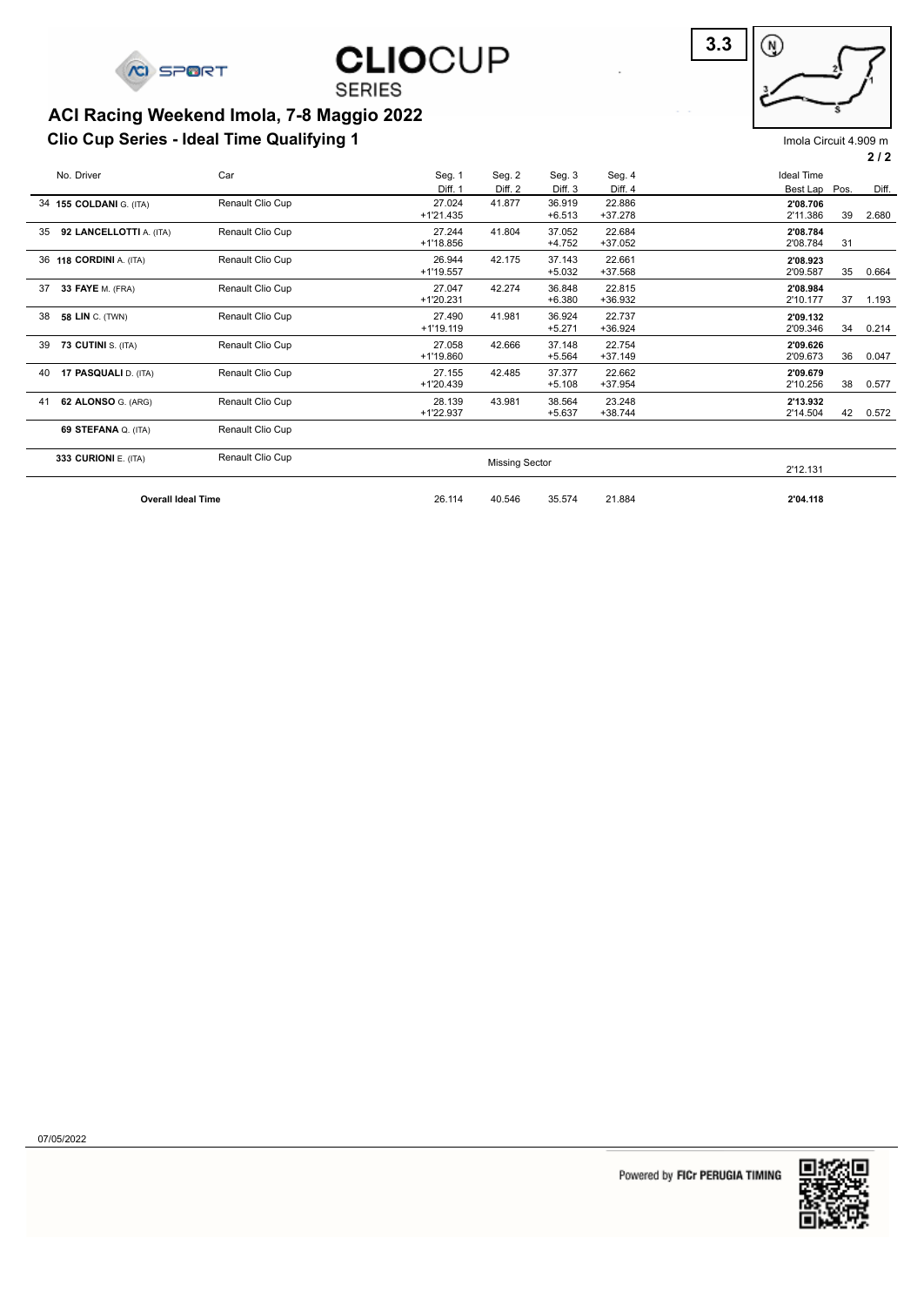# ACI Racing Weekend Imola, 7-8 Maggio 2022

## Clio Cup Series - Ideal Time Qualifying 1

Imola Circuit 4.909 m

| Pos. | No. | Driver | Car | Seg. 1 / Diff. 1 | Seg. 2 / Diff. 2 | Seg. 3 / Diff. 3 | Seg. 4 / Diff. 4 | Ideal Time / Best Lap | Pos. | Diff. |
|---|---|---|---|---|---|---|---|---|---|---|
| 34 | **155** | **COLDANI** G. (ITA) | Renault Clio Cup | 27.024 / +1'21.435 | 41.877 | 36.919 / +6.513 | 22.886 / +37.278 | **2'08.706** / 2'11.386 | 39 | 2.680 |
| 35 | **92** | **LANCELLOTTI** A. (ITA) | Renault Clio Cup | 27.244 / +1'18.856 | 41.804 | 37.052 / +4.752 | 22.684 / +37.052 | **2'08.784** / 2'08.784 | 31 | |
| 36 | **118** | **CORDINI** A. (ITA) | Renault Clio Cup | 26.944 / +1'19.557 | 42.175 | 37.143 / +5.032 | 22.661 / +37.568 | **2'08.923** / 2'09.587 | 35 | 0.664 |
| 37 | **33** | **FAYE** M. (FRA) | Renault Clio Cup | 27.047 / +1'20.231 | 42.274 | 36.848 / +6.380 | 22.815 / +36.932 | **2'08.984** / 2'10.177 | 37 | 1.193 |
| 38 | **58** | **LIN** C. (TWN) | Renault Clio Cup | 27.490 / +1'19.119 | 41.981 | 36.924 / +5.271 | 22.737 / +36.924 | **2'09.132** / 2'09.346 | 34 | 0.214 |
| 39 | **73** | **CUTINI** S. (ITA) | Renault Clio Cup | 27.058 / +1'19.860 | 42.666 | 37.148 / +5.564 | 22.754 / +37.149 | **2'09.626** / 2'09.673 | 36 | 0.047 |
| 40 | **17** | **PASQUALI** D. (ITA) | Renault Clio Cup | 27.155 / +1'20.439 | 42.485 | 37.377 / +5.108 | 22.662 / +37.954 | **2'09.679** / 2'10.256 | 38 | 0.577 |
| 41 | **62** | **ALONSO** G. (ARG) | Renault Clio Cup | 28.139 / +1'22.937 | 43.981 | 38.564 / +5.637 | 23.248 / +38.744 | **2'13.932** / 2'14.504 | 42 | 0.572 |
| | **69** | **STEFANA** Q. (ITA) | Renault Clio Cup | | | | | | | |
| | **333** | **CURIONI** E. (ITA) | Renault Clio Cup | | Missing Sector | | | 2'12.131 | | |
| | | **Overall Ideal Time** | | 26.114 | 40.546 | 35.574 | 21.884 | **2'04.118** | | |

07/05/2022

Powered by FICr PERUGIA TIMING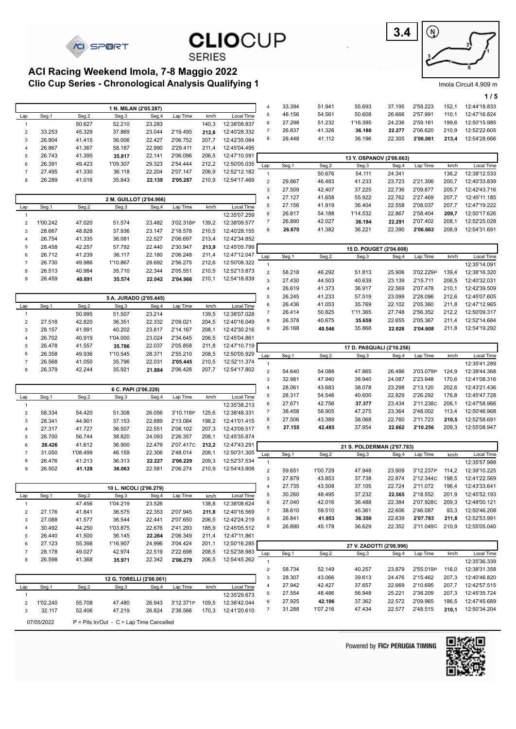# ACI Racing Weekend Imola, 7-8 Maggio 2022

## Clio Cup Series - Chronological Analysis Qualifying 1

3.4

Imola Circuit 4.909 m

### 1 N. MILAN (2'05.287)

| Lap | Seg.1 | Seg.2 | Seg.3 | Seg.4 | Lap Time | km/h | Local Time |
|---|---|---|---|---|---|---|---|
| 1 | | 50.627 | 52.210 | 23.283 | | 140,3 | 12:38'08.837 |
| 2 | 33.253 | 45.329 | 37.869 | 23.044 | 2'19.495 | **212,6** | 12:40'28.332 |
| 3 | 26.904 | 41.415 | 36.006 | 22.427 | 2'06.752 | 207,7 | 12:42'35.084 |
| 4 | 26.867 | 41.367 | 58.187 | 22.990 | 2'29.411 | 211,4 | 12:45'04.495 |
| 5 | 26.743 | 41.395 | **35.817** | 22.141 | 2'06.096 | 206,5 | 12:47'10.591 |
| 6 | 26.391 | 49.423 | 1'09.307 | 29.323 | 2'54.444 | 212,2 | 12:50'05.035 |
| 7 | 27.495 | 41.330 | 36.118 | 22.204 | 2'07.147 | 206,9 | 12:52'12.182 |
| 8 | 26.289 | 41.016 | 35.843 | **22.139** | **2'05.287** | 210,9 | 12:54'17.469 |

### 2 M. GUILLOT (2'04.966)

| Lap | Seg.1 | Seg.2 | Seg.3 | Seg.4 | Lap Time | km/h | Local Time |
|---|---|---|---|---|---|---|---|
| 1 | | | | | | | 12:35'07.259 |
| 2 | 1'00.242 | 47.020 | 51.574 | 23.482 | 3'02.318P | 139,2 | 12:38'09.577 |
| 3 | 28.667 | 48.828 | 37.936 | 23.147 | 2'18.578 | 210,5 | 12:40'28.155 |
| 4 | 26.754 | 41.335 | 36.081 | 22.527 | 2'06.697 | 213,4 | 12:42'34.852 |
| 5 | 28.458 | 42.257 | 57.792 | 22.440 | 2'30.947 | **213,9** | 12:45'05.799 |
| 6 | 26.712 | 41.239 | 36.117 | 22.180 | 2'06.248 | 211,4 | 12:47'12.047 |
| 7 | 26.730 | 49.986 | 1'10.867 | 28.692 | 2'56.275 | 212,6 | 12:50'08.322 |
| 8 | 26.513 | 40.984 | 35.710 | 22.344 | 2'05.551 | 210,5 | 12:52'13.873 |
| 9 | 26.459 | **40.891** | **35.574** | **22.042** | **2'04.966** | 210,1 | 12:54'18.839 |

### 5 A. JURADO (2'05.445)

| Lap | Seg.1 | Seg.2 | Seg.3 | Seg.4 | Lap Time | km/h | Local Time |
|---|---|---|---|---|---|---|---|
| 1 | | 50.995 | 51.507 | 23.214 | | 139,5 | 12:38'07.028 |
| 2 | 27.518 | 42.820 | 36.351 | 22.332 | 2'09.021 | 204,5 | 12:40'16.049 |
| 3 | 28.157 | 41.991 | 40.202 | 23.817 | 2'14.167 | 208,1 | 12:42'30.216 |
| 4 | 26.702 | 40.919 | 1'04.000 | 23.024 | 2'34.645 | 206,5 | 12:45'04.861 |
| 5 | 26.478 | 41.557 | **35.786** | 22.037 | 2'05.858 | 211,8 | 12:47'10.719 |
| 6 | 26.358 | 49.936 | 1'10.545 | 28.371 | 2'55.210 | 208,5 | 12:50'05.929 |
| 7 | 26.568 | 41.050 | 35.796 | 22.031 | **2'05.445** | 210,5 | 12:52'11.374 |
| 8 | 26.379 | 42.244 | 35.921 | **21.884** | 2'06.428 | 207,7 | 12:54'17.802 |

### 6 C. PAPI (2'06.229)

| Lap | Seg.1 | Seg.2 | Seg.3 | Seg.4 | Lap Time | km/h | Local Time |
|---|---|---|---|---|---|---|---|
| 1 | | | | | | | 12:35'38.213 |
| 2 | 58.334 | 54.420 | 51.308 | 26.056 | 3'10.118P | 125,6 | 12:38'48.331 |
| 3 | 28.341 | 44.901 | 37.153 | 22.689 | 2'13.084 | 198,2 | 12:41'01.415 |
| 4 | 27.317 | 41.727 | 36.507 | 22.551 | 2'08.102 | 207,3 | 12:43'09.517 |
| 5 | 26.700 | 56.744 | 38.820 | 24.093 | 2'26.357 | 208,1 | 12:45'35.874 |
| 6 | **26.426** | 41.612 | 36.900 | 22.479 | 2'07.417C | **212,2** | 12:47'43.291 |
| 7 | 31.050 | 1'08.499 | 46.159 | 22.306 | 2'48.014 | 208,1 | 12:50'31.305 |
| 8 | 26.476 | 41.213 | 36.313 | **22.227** | **2'06.229** | 209,3 | 12:52'37.534 |
| 9 | 26.502 | **41.128** | **36.063** | 22.581 | 2'06.274 | 210,9 | 12:54'43.808 |

### 10 L. NICOLI (2'06.279)

| Lap | Seg.1 | Seg.2 | Seg.3 | Seg.4 | Lap Time | km/h | Local Time |
|---|---|---|---|---|---|---|---|
| 1 | | 47.456 | 1'04.219 | 23.526 | | 138,8 | 12:38'08.624 |
| 2 | 27.176 | 41.841 | 36.575 | 22.353 | 2'07.945 | **211,8** | 12:40'16.569 |
| 3 | 27.088 | 41.577 | 36.544 | 22.441 | 2'07.650 | 206,5 | 12:42'24.219 |
| 4 | 30.492 | 44.250 | 1'03.875 | 22.676 | 2'41.293 | 185,9 | 12:45'05.512 |
| 5 | 26.440 | 41.500 | 36.145 | **22.264** | 2'06.349 | 211,4 | 12:47'11.861 |
| 6 | 27.123 | 55.398 | 1'16.907 | 24.996 | 3'04.424 | 201,1 | 12:50'16.285 |
| 7 | 28.178 | 49.027 | 42.974 | 22.519 | 2'22.698 | 208,5 | 12:52'38.983 |
| 8 | 26.598 | 41.368 | **35.971** | 22.342 | **2'06.279** | 206,5 | 12:54'45.262 |

### 12 G. TORELLI (2'06.061)

| Lap | Seg.1 | Seg.2 | Seg.3 | Seg.4 | Lap Time | km/h | Local Time |
|---|---|---|---|---|---|---|---|
| 1 | | | | | | | 12:35'29.673 |
| 2 | 1'02.240 | 55.708 | 47.480 | 26.943 | 3'12.371P | 109,5 | 12:38'42.044 |
| 3 | 32.117 | 52.406 | 47.219 | 26.824 | 2'38.566 | 170,3 | 12:41'20.610 |
| 4 | 33.394 | 51.941 | 55.693 | 37.195 | 2'58.223 | 152,1 | 12:44'18.833 |
| 5 | 46.156 | 54.561 | 50.608 | 26.666 | 2'57.991 | 110,1 | 12:47'16.824 |
| 6 | 27.298 | 51.232 | 1'16.395 | 24.236 | 2'59.161 | 199,6 | 12:50'15.985 |
| 7 | 26.837 | 41.326 | **36.180** | **22.277** | 2'06.620 | 210,9 | 12:52'22.605 |
| 8 | 26.448 | 41.112 | 36.196 | 22.305 | **2'06.061** | **213,4** | 12:54'28.666 |

### 13 Y. OSPANOV (2'06.663)

| Lap | Seg.1 | Seg.2 | Seg.3 | Seg.4 | Lap Time | km/h | Local Time |
|---|---|---|---|---|---|---|---|
| 1 | | 50.676 | 54.111 | 24.341 | | 136,2 | 12:38'12.533 |
| 2 | 29.867 | 46.483 | 41.233 | 23.723 | 2'21.306 | 200,7 | 12:40'33.839 |
| 3 | 27.509 | 42.407 | 37.225 | 22.736 | 2'09.877 | 205,7 | 12:42'43.716 |
| 4 | 27.127 | 41.658 | 55.922 | 22.762 | 2'27.469 | 207,7 | 12:45'11.185 |
| 5 | 27.156 | 41.919 | 36.404 | 22.558 | 2'08.037 | 207,7 | 12:47'19.222 |
| 6 | 26.817 | 54.188 | 1'14.532 | 22.867 | 2'58.404 | **209,7** | 12:50'17.626 |
| 7 | 26.890 | 42.027 | **36.194** | **22.291** | 2'07.402 | 208,1 | 12:52'25.028 |
| 8 | **26.670** | 41.382 | 36.221 | 22.390 | **2'06.663** | 208,9 | 12:54'31.691 |

### 15 D. POUGET (2'04.608)

| Lap | Seg.1 | Seg.2 | Seg.3 | Seg.4 | Lap Time | km/h | Local Time |
|---|---|---|---|---|---|---|---|
| 1 | | | | | | | 12:35'14.091 |
| 2 | 58.218 | 46.292 | 51.813 | 25.906 | 3'02.229P | 139,4 | 12:38'16.320 |
| 3 | 27.430 | 44.503 | 40.639 | 23.139 | 2'15.711 | 206,5 | 12:40'32.031 |
| 4 | 26.619 | 41.373 | 36.917 | 22.569 | 2'07.478 | 210,1 | 12:42'39.509 |
| 5 | 26.245 | 41.233 | 57.519 | 23.099 | 2'28.096 | 212,6 | 12:45'07.605 |
| 6 | 26.436 | 41.053 | 35.769 | 22.102 | 2'05.360 | 211,8 | 12:47'12.965 |
| 7 | 26.414 | 50.825 | 1'11.365 | 27.748 | 2'56.352 | 212,2 | 12:50'09.317 |
| 8 | 26.378 | 40.675 | **35.659** | 22.655 | 2'05.367 | 211,4 | 12:52'14.684 |
| 9 | 26.168 | **40.546** | 35.868 | **22.026** | **2'04.608** | 211,8 | 12:54'19.292 |

### 17 D. PASQUALI (2'10.256)

| Lap | Seg.1 | Seg.2 | Seg.3 | Seg.4 | Lap Time | km/h | Local Time |
|---|---|---|---|---|---|---|---|
| 1 | | | | | | | 12:35'41.289 |
| 2 | 54.640 | 54.088 | 47.865 | 26.486 | 3'03.079P | 124,9 | 12:38'44.368 |
| 3 | 32.981 | 47.940 | 38.940 | 24.087 | 2'23.948 | 170,6 | 12:41'08.316 |
| 4 | 28.061 | 43.683 | 38.078 | 23.298 | 2'13.120 | 202,6 | 12:43'21.436 |
| 5 | 28.317 | 54.546 | 40.600 | 22.829 | 2'26.292 | 176,8 | 12:45'47.728 |
| 6 | 27.671 | 42.756 | **37.377** | 23.434 | 2'11.238C | 206,1 | 12:47'58.966 |
| 7 | 38.458 | 58.905 | 47.275 | 23.364 | 2'48.002 | 113,4 | 12:50'46.968 |
| 8 | 27.506 | 43.389 | 38.068 | 22.760 | 2'11.723 | **210,5** | 12:52'58.691 |
| 9 | **27.155** | **42.485** | 37.954 | **22.662** | **2'10.256** | 209,3 | 12:55'08.947 |

### 21 S. POLDERMAN (2'07.783)

| Lap | Seg.1 | Seg.2 | Seg.3 | Seg.4 | Lap Time | km/h | Local Time |
|---|---|---|---|---|---|---|---|
| 1 | | | | | | | 12:35'57.988 |
| 2 | 59.651 | 1'00.729 | 47.948 | 23.909 | 3'12.237P | 114,2 | 12:39'10.225 |
| 3 | 27.879 | 43.853 | 37.738 | 22.874 | 2'12.344C | 198,5 | 12:41'22.569 |
| 4 | 27.735 | 43.508 | 37.105 | 22.724 | 2'11.072 | 196,4 | 12:43'33.641 |
| 5 | 30.260 | 48.495 | 37.232 | **22.565** | 2'18.552 | 201,9 | 12:45'52.193 |
| 6 | 27.040 | 42.016 | 36.488 | 22.384 | 2'07.928C | 209,3 | 12:48'00.121 |
| 7 | 38.610 | 59.510 | 45.361 | 22.606 | 2'46.087 | 93,3 | 12:50'46.208 |
| 8 | 26.841 | **41.953** | **36.350** | 22.639 | **2'07.783** | **211,8** | 12:52'53.991 |
| 9 | 26.890 | 45.178 | 36.629 | 22.352 | 2'11.049C | 210,9 | 12:55'05.040 |

### 27 V. ZADOTTI (2'08.996)

| Lap | Seg.1 | Seg.2 | Seg.3 | Seg.4 | Lap Time | km/h | Local Time |
|---|---|---|---|---|---|---|---|
| 1 | | | | | | | 12:35'36.339 |
| 2 | 58.734 | 52.149 | 40.257 | 23.879 | 2'55.019P | 116,0 | 12:38'31.358 |
| 3 | 28.307 | 43.066 | 39.613 | 24.476 | 2'15.462 | 207,3 | 12:40'46.820 |
| 4 | 27.942 | 42.427 | 37.657 | 22.669 | 2'10.695 | 207,7 | 12:42'57.515 |
| 5 | 27.554 | 48.486 | 56.948 | 25.221 | 2'38.209 | 207,3 | 12:45'35.724 |
| 6 | 27.925 | **42.106** | 37.362 | 22.572 | 2'09.965 | 186,5 | 12:47'45.689 |
| 7 | 31.288 | 1'07.216 | 47.434 | 22.577 | 2'48.515 | **210,1** | 12:50'34.204 |

07/05/2022 P = Pits In/Out - C = Lap Time Cancelled

Powered by FICr PERUGIA TIMING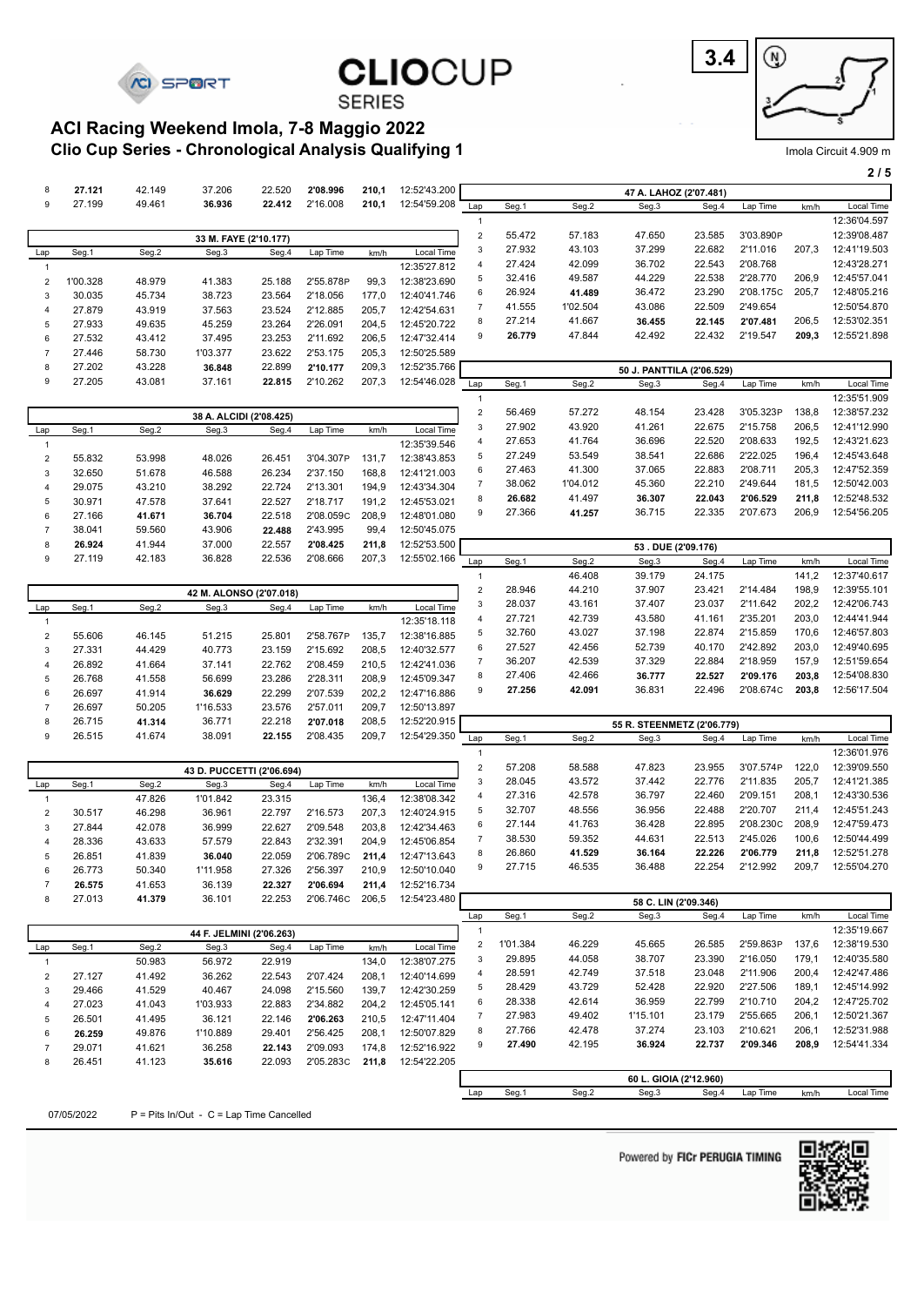# ACI Racing Weekend Imola, 7-8 Maggio 2022

## Clio Cup Series - Chronological Analysis Qualifying 1

3.4

Imola Circuit 4.909 m

| Lap | Seg.1 | Seg.2 | Seg.3 | Seg.4 | Lap Time | km/h | Local Time |
|---|---|---|---|---|---|---|---|
| 8 | **27.121** | 42.149 | 37.206 | 22.520 | **2'08.996** | **210,1** | 12:52'43.200 |
| 9 | 27.199 | 49.461 | **36.936** | **22.412** | 2'16.008 | **210,1** | 12:54'59.208 |

### 33 M. FAYE (2'10.177)

| Lap | Seg.1 | Seg.2 | Seg.3 | Seg.4 | Lap Time | km/h | Local Time |
|---|---|---|---|---|---|---|---|
| 1 | | | | | | | 12:35'27.812 |
| 2 | 1'00.328 | 48.979 | 41.383 | 25.188 | 2'55.878P | 99,3 | 12:38'23.690 |
| 3 | 30.035 | 45.734 | 38.723 | 23.564 | 2'18.056 | 177,0 | 12:40'41.746 |
| 4 | 27.879 | 43.919 | 37.563 | 23.524 | 2'12.885 | 205,7 | 12:42'54.631 |
| 5 | 27.933 | 49.635 | 45.259 | 23.264 | 2'26.091 | 204,5 | 12:45'20.722 |
| 6 | 27.532 | 43.412 | 37.495 | 23.253 | 2'11.692 | 206,5 | 12:47'32.414 |
| 7 | 27.446 | 58.730 | 1'03.377 | 23.622 | 2'53.175 | 205,3 | 12:50'25.589 |
| 8 | 27.202 | 43.228 | **36.848** | 22.899 | **2'10.177** | **209,3** | 12:52'35.766 |
| 9 | 27.205 | 43.081 | 37.161 | **22.815** | 2'10.262 | 207,3 | 12:54'46.028 |

### 38 A. ALCIDI (2'08.425)

| Lap | Seg.1 | Seg.2 | Seg.3 | Seg.4 | Lap Time | km/h | Local Time |
|---|---|---|---|---|---|---|---|
| 1 | | | | | | | 12:35'39.546 |
| 2 | 55.832 | 53.998 | 48.026 | 26.451 | 3'04.307P | 131,7 | 12:38'43.853 |
| 3 | 32.650 | 51.678 | 46.588 | 26.234 | 2'37.150 | 168,8 | 12:41'21.003 |
| 4 | 29.075 | 43.210 | 38.292 | 22.724 | 2'13.301 | 194,9 | 12:43'34.304 |
| 5 | 30.971 | 47.578 | 37.641 | 22.527 | 2'18.717 | 191,2 | 12:45'53.021 |
| 6 | 27.166 | **41.671** | **36.704** | 22.518 | 2'08.059C | 208,9 | 12:48'01.080 |
| 7 | 38.041 | 59.560 | 43.906 | **22.488** | 2'43.995 | 99,4 | 12:50'45.075 |
| 8 | **26.924** | 41.944 | 37.000 | 22.557 | **2'08.425** | **211,8** | 12:52'53.500 |
| 9 | 27.119 | 42.183 | 36.828 | 22.536 | 2'08.666 | 207,3 | 12:55'02.166 |

### 42 M. ALONSO (2'07.018)

| Lap | Seg.1 | Seg.2 | Seg.3 | Seg.4 | Lap Time | km/h | Local Time |
|---|---|---|---|---|---|---|---|
| 1 | | | | | | | 12:35'18.118 |
| 2 | 55.606 | 46.145 | 51.215 | 25.801 | 2'58.767P | 135,7 | 12:38'16.885 |
| 3 | 27.331 | 44.429 | 40.773 | 23.159 | 2'15.692 | 208,5 | 12:40'32.577 |
| 4 | 26.892 | 41.664 | 37.141 | 22.762 | 2'08.459 | 210,5 | 12:42'41.036 |
| 5 | 26.768 | 41.558 | 56.699 | 23.286 | 2'28.311 | 208,9 | 12:45'09.347 |
| 6 | 26.697 | 41.914 | **36.629** | 22.299 | 2'07.539 | 202,2 | 12:47'16.886 |
| 7 | 26.697 | 50.205 | 1'16.533 | 23.576 | 2'57.011 | 209,7 | 12:50'13.897 |
| 8 | 26.715 | **41.314** | 36.771 | 22.218 | **2'07.018** | 208,5 | 12:52'20.915 |
| 9 | **26.515** | 41.674 | 38.091 | **22.155** | 2'08.435 | 209,7 | 12:54'29.350 |

### 43 D. PUCCETTI (2'06.694)

| Lap | Seg.1 | Seg.2 | Seg.3 | Seg.4 | Lap Time | km/h | Local Time |
|---|---|---|---|---|---|---|---|
| 1 | | 47.826 | 1'01.842 | 23.315 | | 136,4 | 12:38'08.342 |
| 2 | 30.517 | 46.298 | 36.961 | 22.797 | 2'16.573 | 207,3 | 12:40'24.915 |
| 3 | 27.844 | 42.078 | 36.999 | 22.627 | 2'09.548 | 203,8 | 12:42'34.463 |
| 4 | 28.336 | 43.633 | 57.579 | 22.843 | 2'32.391 | 204,9 | 12:45'06.854 |
| 5 | 26.851 | 41.839 | **36.040** | 22.059 | 2'06.789C | **211,4** | 12:47'13.643 |
| 6 | 26.773 | 50.340 | 1'11.958 | 27.326 | 2'56.397 | 210,9 | 12:50'10.040 |
| 7 | **26.575** | 41.653 | 36.139 | **22.327** | **2'06.694** | **211,4** | 12:52'16.734 |
| 8 | 27.013 | **41.379** | 36.101 | 22.253 | 2'06.746C | 206,5 | 12:54'23.480 |

### 44 F. JELMINI (2'06.263)

| Lap | Seg.1 | Seg.2 | Seg.3 | Seg.4 | Lap Time | km/h | Local Time |
|---|---|---|---|---|---|---|---|
| 1 | | 50.983 | 56.972 | 22.919 | | 134,0 | 12:38'07.275 |
| 2 | 27.127 | 41.492 | 36.262 | 22.543 | 2'07.424 | 208,1 | 12:40'14.699 |
| 3 | 29.466 | 41.529 | 40.467 | 24.098 | 2'15.560 | 139,7 | 12:42'30.259 |
| 4 | 27.023 | 41.043 | 1'03.933 | 22.883 | 2'34.882 | 204,2 | 12:45'05.141 |
| 5 | 26.501 | 41.495 | 36.121 | 22.146 | **2'06.263** | 210,5 | 12:47'11.404 |
| 6 | **26.259** | 49.876 | 1'10.889 | 29.401 | 2'56.425 | 208,1 | 12:50'07.829 |
| 7 | 29.071 | 41.621 | 36.258 | **22.143** | 2'09.093 | 174,8 | 12:52'16.922 |
| 8 | 26.451 | 41.123 | **35.616** | 22.093 | 2'05.283C | **211,8** | 12:54'22.205 |

### 47 A. LAHOZ (2'07.481)

| Lap | Seg.1 | Seg.2 | Seg.3 | Seg.4 | Lap Time | km/h | Local Time |
|---|---|---|---|---|---|---|---|
| 1 | | | | | | | 12:36'04.597 |
| 2 | 55.472 | 57.183 | 47.650 | 23.585 | 3'03.890P | | 12:39'08.487 |
| 3 | 27.932 | 43.103 | 37.299 | 22.682 | 2'11.016 | 207,3 | 12:41'19.503 |
| 4 | 27.424 | 42.099 | 36.702 | 22.543 | 2'08.768 | | 12:43'28.271 |
| 5 | 32.416 | 49.587 | 44.229 | 22.538 | 2'28.770 | 206,9 | 12:45'57.041 |
| 6 | 26.924 | **41.489** | 36.472 | 23.290 | 2'08.175C | 205,7 | 12:48'05.216 |
| 7 | 41.555 | 1'02.504 | 43.086 | 22.509 | 2'49.654 | | 12:50'54.870 |
| 8 | 27.214 | 41.667 | **36.455** | **22.145** | **2'07.481** | 206,5 | 12:53'02.351 |
| 9 | **26.779** | 47.844 | 42.492 | 22.432 | 2'19.547 | **209,3** | 12:55'21.898 |

### 50 J. PANTTILA (2'06.529)

| Lap | Seg.1 | Seg.2 | Seg.3 | Seg.4 | Lap Time | km/h | Local Time |
|---|---|---|---|---|---|---|---|
| 1 | | | | | | | 12:35'51.909 |
| 2 | 56.469 | 57.272 | 48.154 | 23.428 | 3'05.323P | 138,8 | 12:38'57.232 |
| 3 | 27.902 | 43.920 | 41.261 | 22.675 | 2'15.758 | 206,5 | 12:41'12.990 |
| 4 | 27.653 | 41.764 | 36.696 | 22.520 | 2'08.633 | 192,5 | 12:43'21.623 |
| 5 | 27.249 | 53.549 | 38.541 | 22.686 | 2'22.025 | 196,4 | 12:45'43.648 |
| 6 | 27.463 | 41.300 | 37.065 | 22.883 | 2'08.711 | 205,3 | 12:47'52.359 |
| 7 | 38.062 | 1'04.012 | 45.360 | 22.210 | 2'49.644 | 181,5 | 12:50'42.003 |
| 8 | **26.682** | 41.497 | **36.307** | **22.043** | **2'06.529** | **211,8** | 12:52'48.532 |
| 9 | 27.366 | **41.257** | 36.715 | 22.335 | 2'07.673 | 206,9 | 12:54'56.205 |

### 53 . DUE (2'09.176)

| Lap | Seg.1 | Seg.2 | Seg.3 | Seg.4 | Lap Time | km/h | Local Time |
|---|---|---|---|---|---|---|---|
| 1 | | 46.408 | 39.179 | 24.175 | | 141,2 | 12:37'40.617 |
| 2 | 28.946 | 44.210 | 37.907 | 23.421 | 2'14.484 | 198,9 | 12:39'55.101 |
| 3 | 28.037 | 43.161 | 37.407 | 23.037 | 2'11.642 | 202,2 | 12:42'06.743 |
| 4 | 27.721 | 42.739 | 43.580 | 41.161 | 2'35.201 | 203,0 | 12:44'41.944 |
| 5 | 32.760 | 43.027 | 37.198 | 22.874 | 2'15.859 | 170,6 | 12:46'57.803 |
| 6 | 27.527 | 42.456 | 52.739 | 40.170 | 2'42.892 | 203,0 | 12:49'40.695 |
| 7 | 36.207 | 42.539 | 37.329 | 22.884 | 2'18.959 | 157,9 | 12:51'59.654 |
| 8 | 27.406 | 42.466 | **36.777** | **22.527** | **2'09.176** | **203,8** | 12:54'08.830 |
| 9 | **27.256** | **42.091** | 36.831 | 22.496 | 2'08.674C | **203,8** | 12:56'17.504 |

### 55 R. STEENMETZ (2'06.779)

| Lap | Seg.1 | Seg.2 | Seg.3 | Seg.4 | Lap Time | km/h | Local Time |
|---|---|---|---|---|---|---|---|
| 1 | | | | | | | 12:36'01.976 |
| 2 | 57.208 | 58.588 | 47.823 | 23.955 | 3'07.574P | 122,0 | 12:39'09.550 |
| 3 | 28.045 | 43.572 | 37.442 | 22.776 | 2'11.835 | 205,7 | 12:41'21.385 |
| 4 | 27.316 | 42.578 | 36.797 | 22.460 | 2'09.151 | 208,1 | 12:43'30.536 |
| 5 | 32.707 | 48.556 | 36.956 | 22.488 | 2'20.707 | 211,4 | 12:45'51.243 |
| 6 | 27.144 | 41.763 | 36.428 | 22.895 | 2'08.230C | 208,9 | 12:47'59.473 |
| 7 | 38.530 | 59.352 | 44.631 | 22.513 | 2'45.026 | 100,6 | 12:50'44.499 |
| 8 | 26.860 | **41.529** | **36.164** | **22.226** | **2'06.779** | **211,8** | 12:52'51.278 |
| 9 | 27.715 | 46.535 | 36.488 | 22.254 | 2'12.992 | 209,7 | 12:55'04.270 |

### 58 C. LIN (2'09.346)

| Lap | Seg.1 | Seg.2 | Seg.3 | Seg.4 | Lap Time | km/h | Local Time |
|---|---|---|---|---|---|---|---|
| 1 | | | | | | | 12:35'19.667 |
| 2 | 1'01.384 | 46.229 | 45.665 | 26.585 | 2'59.863P | 137,6 | 12:38'19.530 |
| 3 | 29.895 | 44.058 | 38.707 | 23.390 | 2'16.050 | 179,1 | 12:40'35.580 |
| 4 | 28.591 | 42.749 | 37.518 | 23.048 | 2'11.906 | 200,4 | 12:42'47.486 |
| 5 | 28.429 | 43.729 | 52.428 | 22.920 | 2'27.506 | 189,1 | 12:45'14.992 |
| 6 | 28.338 | 42.614 | 36.959 | 22.799 | 2'10.710 | 204,2 | 12:47'25.702 |
| 7 | 27.983 | 49.402 | 1'15.101 | 23.179 | 2'55.665 | 206,1 | 12:50'21.367 |
| 8 | 27.766 | 42.478 | 37.274 | 23.103 | 2'10.621 | 206,1 | 12:52'31.988 |
| 9 | **27.490** | 42.195 | **36.924** | **22.737** | **2'09.346** | **208,9** | 12:54'41.334 |

### 60 L. GIOIA (2'12.960)

| Lap | Seg.1 | Seg.2 | Seg.3 | Seg.4 | Lap Time | km/h | Local Time |
|---|---|---|---|---|---|---|---|

07/05/2022    P = Pits In/Out - C = Lap Time Cancelled

Powered by FICr PERUGIA TIMING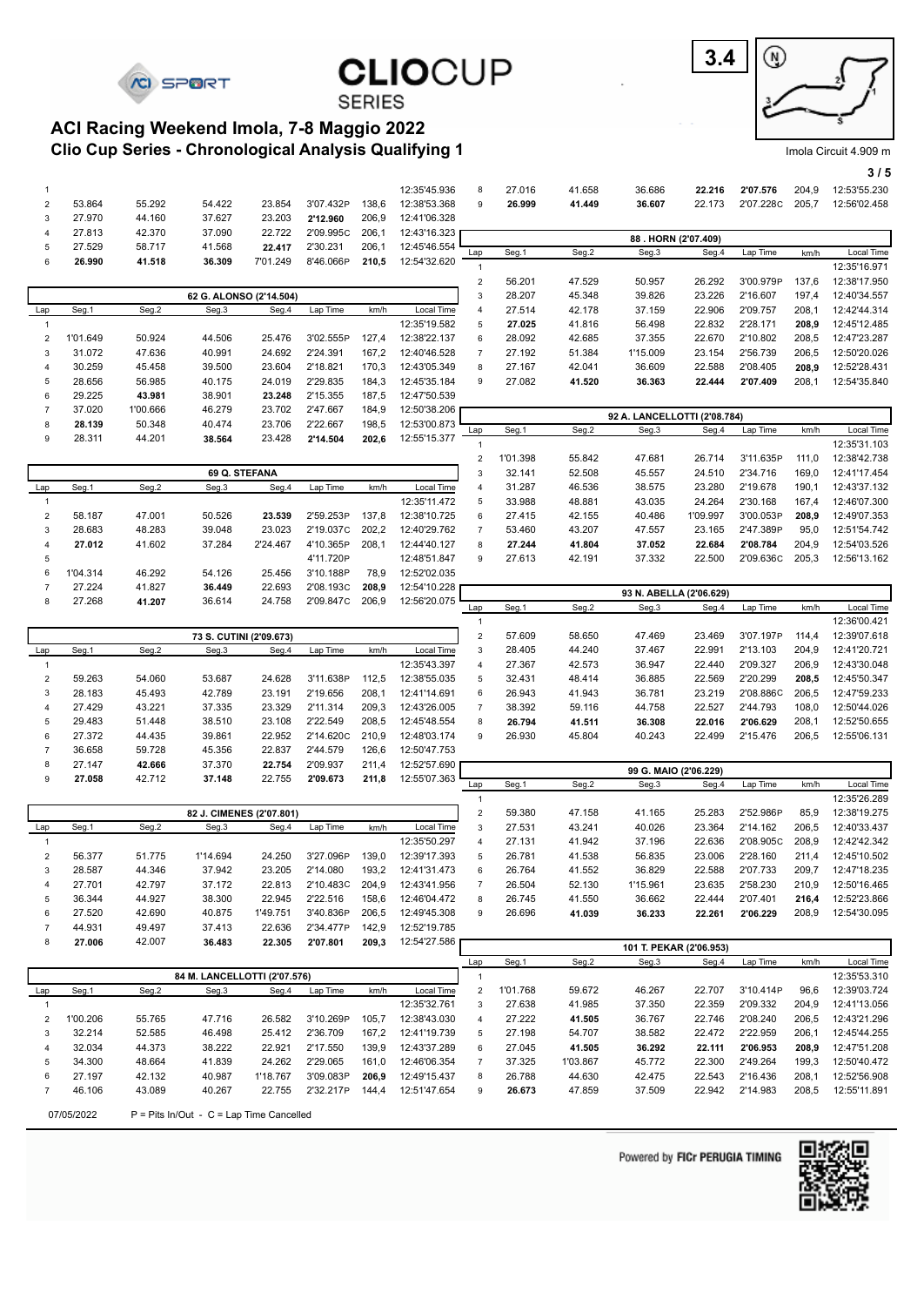# ACI Racing Weekend Imola, 7-8 Maggio 2022

## Clio Cup Series - Chronological Analysis Qualifying 1

Imola Circuit 4.909 m

3.4

| Lap | Seg.1 | Seg.2 | Seg.3 | Seg.4 | Lap Time | km/h | Local Time |
|---|---|---|---|---|---|---|---|
| 1 | | | | | | | 12:35'45.936 |
| 2 | 53.864 | 55.292 | 54.422 | 23.854 | 3'07.432P | 138,6 | 12:38'53.368 |
| 3 | 27.970 | 44.160 | 37.627 | 23.203 | 2'12.960 | 206,9 | 12:41'06.328 |
| 4 | 27.813 | 42.370 | 37.090 | 22.722 | 2'09.995C | 206,1 | 12:43'16.323 |
| 5 | 27.529 | 58.717 | 41.568 | 22.417 | 2'30.231 | 206,1 | 12:45'46.554 |
| 6 | 26.990 | 41.518 | 36.309 | 7'01.249 | 8'46.066P | 210,5 | 12:54'32.620 |

### 62 G. ALONSO (2'14.504)

| Lap | Seg.1 | Seg.2 | Seg.3 | Seg.4 | Lap Time | km/h | Local Time |
|---|---|---|---|---|---|---|---|
| 1 | | | | | | | 12:35'19.582 |
| 2 | 1'01.649 | 50.924 | 44.506 | 25.476 | 3'02.555P | 127,4 | 12:38'22.137 |
| 3 | 31.072 | 47.636 | 40.991 | 24.692 | 2'24.391 | 167,2 | 12:40'46.528 |
| 4 | 30.259 | 45.458 | 39.500 | 23.604 | 2'18.821 | 170,3 | 12:43'05.349 |
| 5 | 28.656 | 56.985 | 40.175 | 24.019 | 2'29.835 | 184,3 | 12:45'35.184 |
| 6 | 29.225 | 43.981 | 38.901 | 23.248 | 2'15.355 | 187,5 | 12:47'50.539 |
| 7 | 37.020 | 1'00.666 | 46.279 | 23.702 | 2'47.667 | 184,9 | 12:50'38.206 |
| 8 | 28.139 | 50.348 | 40.474 | 23.706 | 2'22.667 | 198,5 | 12:53'00.873 |
| 9 | 28.311 | 44.201 | 38.564 | 23.428 | 2'14.504 | 202,6 | 12:55'15.377 |

### 69 Q. STEFANA

| Lap | Seg.1 | Seg.2 | Seg.3 | Seg.4 | Lap Time | km/h | Local Time |
|---|---|---|---|---|---|---|---|
| 1 | | | | | | | 12:35'11.472 |
| 2 | 58.187 | 47.001 | 50.526 | 23.539 | 2'59.253P | 137,8 | 12:38'10.725 |
| 3 | 28.683 | 48.283 | 39.048 | 23.023 | 2'19.037C | 202,2 | 12:40'29.762 |
| 4 | 27.012 | 41.602 | 37.284 | 2'24.467 | 4'10.365P | 208,1 | 12:44'40.127 |
| 5 | | | | | 4'11.720P | | 12:48'51.847 |
| 6 | 1'04.314 | 46.292 | 54.126 | 25.456 | 3'10.188P | 78,9 | 12:52'02.035 |
| 7 | 27.224 | 41.827 | 36.449 | 22.693 | 2'08.193C | 208,9 | 12:54'10.228 |
| 8 | 27.268 | 41.207 | 36.614 | 24.758 | 2'09.847C | 206,9 | 12:56'20.075 |

### 73 S. CUTINI (2'09.673)

| Lap | Seg.1 | Seg.2 | Seg.3 | Seg.4 | Lap Time | km/h | Local Time |
|---|---|---|---|---|---|---|---|
| 1 | | | | | | | 12:35'43.397 |
| 2 | 59.263 | 54.060 | 53.687 | 24.628 | 3'11.638P | 112,5 | 12:38'55.035 |
| 3 | 28.183 | 45.493 | 42.789 | 23.191 | 2'19.656 | 208,1 | 12:41'14.691 |
| 4 | 27.429 | 43.221 | 37.335 | 23.329 | 2'11.314 | 209,3 | 12:43'26.005 |
| 5 | 29.483 | 51.448 | 38.510 | 23.108 | 2'22.549 | 208,5 | 12:45'48.554 |
| 6 | 27.372 | 44.435 | 39.861 | 22.952 | 2'14.620C | 210,9 | 12:48'03.174 |
| 7 | 36.658 | 59.728 | 45.356 | 22.837 | 2'44.579 | 126,6 | 12:50'47.753 |
| 8 | 27.147 | 42.666 | 37.370 | 22.754 | 2'09.937 | 211,4 | 12:52'57.690 |
| 9 | 27.058 | 42.712 | 37.148 | 22.755 | 2'09.673 | 211,8 | 12:55'07.363 |

### 82 J. CIMENES (2'07.801)

| Lap | Seg.1 | Seg.2 | Seg.3 | Seg.4 | Lap Time | km/h | Local Time |
|---|---|---|---|---|---|---|---|
| 1 | | | | | | | 12:35'50.297 |
| 2 | 56.377 | 51.775 | 1'14.694 | 24.250 | 3'27.096P | 139,0 | 12:39'17.393 |
| 3 | 28.587 | 44.346 | 37.942 | 23.205 | 2'14.080 | 193,2 | 12:41'31.473 |
| 4 | 27.701 | 42.797 | 37.172 | 22.813 | 2'10.483C | 204,9 | 12:43'41.956 |
| 5 | 36.344 | 44.927 | 38.300 | 22.945 | 2'22.516 | 158,6 | 12:46'04.472 |
| 6 | 27.520 | 42.690 | 40.875 | 1'49.751 | 3'40.836P | 206,5 | 12:49'45.308 |
| 7 | 44.931 | 49.497 | 37.413 | 22.636 | 2'34.477P | 142,9 | 12:52'19.785 |
| 8 | 27.006 | 42.007 | 36.483 | 22.305 | 2'07.801 | 209,3 | 12:54'27.586 |

### 84 M. LANCELLOTTI (2'07.576)

| Lap | Seg.1 | Seg.2 | Seg.3 | Seg.4 | Lap Time | km/h | Local Time |
|---|---|---|---|---|---|---|---|
| 1 | | | | | | | 12:35'32.761 |
| 2 | 1'00.206 | 55.765 | 47.716 | 26.582 | 3'10.269P | 105,7 | 12:38'43.030 |
| 3 | 32.214 | 52.585 | 46.498 | 25.412 | 2'36.709 | 167,2 | 12:41'19.739 |
| 4 | 32.034 | 44.373 | 38.222 | 22.921 | 2'17.550 | 139,9 | 12:43'37.289 |
| 5 | 34.300 | 48.664 | 41.839 | 24.262 | 2'29.065 | 161,0 | 12:46'06.354 |
| 6 | 27.197 | 42.132 | 40.987 | 1'18.767 | 3'09.083P | 206,9 | 12:49'15.437 |
| 7 | 46.106 | 43.089 | 40.267 | 22.755 | 2'32.217P | 144,4 | 12:51'47.654 |
| 8 | 27.016 | 41.658 | 36.686 | 22.216 | 2'07.576 | 204,9 | 12:53'55.230 |
| 9 | 26.999 | 41.449 | 36.607 | 22.173 | 2'07.228C | 205,7 | 12:56'02.458 |

### 88 . HORN (2'07.409)

| Lap | Seg.1 | Seg.2 | Seg.3 | Seg.4 | Lap Time | km/h | Local Time |
|---|---|---|---|---|---|---|---|
| 1 | | | | | | | 12:35'16.971 |
| 2 | 56.201 | 47.529 | 50.957 | 26.292 | 3'00.979P | 137,6 | 12:38'17.950 |
| 3 | 28.207 | 45.348 | 39.826 | 23.226 | 2'16.607 | 197,4 | 12:40'34.557 |
| 4 | 27.514 | 42.178 | 37.159 | 22.906 | 2'09.757 | 208,1 | 12:42'44.314 |
| 5 | 27.025 | 41.816 | 56.498 | 22.832 | 2'28.171 | 208,9 | 12:45'12.485 |
| 6 | 28.092 | 42.685 | 37.355 | 22.670 | 2'10.802 | 208,5 | 12:47'23.287 |
| 7 | 27.192 | 51.384 | 1'15.009 | 23.154 | 2'56.739 | 206,5 | 12:50'20.026 |
| 8 | 27.167 | 42.041 | 36.609 | 22.588 | 2'08.405 | 208,9 | 12:52'28.431 |
| 9 | 27.082 | 41.520 | 36.363 | 22.444 | 2'07.409 | 208,1 | 12:54'35.840 |

### 92 A. LANCELLOTTI (2'08.784)

| Lap | Seg.1 | Seg.2 | Seg.3 | Seg.4 | Lap Time | km/h | Local Time |
|---|---|---|---|---|---|---|---|
| 1 | | | | | | | 12:35'31.103 |
| 2 | 1'01.398 | 55.842 | 47.681 | 26.714 | 3'11.635P | 111,0 | 12:38'42.738 |
| 3 | 32.141 | 52.508 | 45.557 | 24.510 | 2'34.716 | 169,0 | 12:41'17.454 |
| 4 | 31.287 | 46.536 | 38.575 | 23.280 | 2'19.678 | 190,1 | 12:43'37.132 |
| 5 | 33.988 | 48.881 | 43.035 | 24.264 | 2'30.168 | 167,4 | 12:46'07.300 |
| 6 | 27.415 | 42.155 | 40.486 | 1'09.997 | 3'00.053P | 208,9 | 12:49'07.353 |
| 7 | 53.460 | 43.207 | 47.557 | 23.165 | 2'47.389P | 95,0 | 12:51'54.742 |
| 8 | 27.244 | 41.804 | 37.052 | 22.684 | 2'08.784 | 204,9 | 12:54'03.526 |
| 9 | 27.613 | 42.191 | 37.332 | 22.500 | 2'09.636C | 205,3 | 12:56'13.162 |

### 93 N. ABELLA (2'06.629)

| Lap | Seg.1 | Seg.2 | Seg.3 | Seg.4 | Lap Time | km/h | Local Time |
|---|---|---|---|---|---|---|---|
| 1 | | | | | | | 12:36'00.421 |
| 2 | 57.609 | 58.650 | 47.469 | 23.469 | 3'07.197P | 114,4 | 12:39'07.618 |
| 3 | 28.405 | 44.240 | 37.467 | 22.991 | 2'13.103 | 204,9 | 12:41'20.721 |
| 4 | 27.367 | 42.573 | 36.947 | 22.440 | 2'09.327 | 206,9 | 12:43'30.048 |
| 5 | 32.431 | 48.414 | 36.885 | 22.569 | 2'20.299 | 208,5 | 12:45'50.347 |
| 6 | 26.943 | 41.943 | 36.781 | 23.219 | 2'08.886C | 206,5 | 12:47'59.233 |
| 7 | 38.392 | 59.116 | 44.758 | 22.527 | 2'44.793 | 108,0 | 12:50'44.026 |
| 8 | 26.794 | 41.511 | 36.308 | 22.016 | 2'06.629 | 208,1 | 12:52'50.655 |
| 9 | 26.930 | 45.804 | 40.243 | 22.499 | 2'15.476 | 206,5 | 12:55'06.131 |

### 99 G. MAIO (2'06.229)

| Lap | Seg.1 | Seg.2 | Seg.3 | Seg.4 | Lap Time | km/h | Local Time |
|---|---|---|---|---|---|---|---|
| 1 | | | | | | | 12:35'26.289 |
| 2 | 59.380 | 47.158 | 41.165 | 25.283 | 2'52.986P | 85,9 | 12:38'19.275 |
| 3 | 27.531 | 43.241 | 40.026 | 23.364 | 2'14.162 | 206,5 | 12:40'33.437 |
| 4 | 27.131 | 41.942 | 37.196 | 22.636 | 2'08.905C | 208,9 | 12:42'42.342 |
| 5 | 26.781 | 41.538 | 56.835 | 23.006 | 2'28.160 | 211,4 | 12:45'10.502 |
| 6 | 26.764 | 41.552 | 36.829 | 22.588 | 2'07.733 | 209,7 | 12:47'18.235 |
| 7 | 26.504 | 52.130 | 1'15.961 | 23.635 | 2'58.230 | 210,9 | 12:50'16.465 |
| 8 | 26.745 | 41.550 | 36.662 | 22.444 | 2'07.401 | 216,4 | 12:52'23.866 |
| 9 | 26.696 | 41.039 | 36.233 | 22.261 | 2'06.229 | 208,9 | 12:54'30.095 |

### 101 T. PEKAR (2'06.953)

| Lap | Seg.1 | Seg.2 | Seg.3 | Seg.4 | Lap Time | km/h | Local Time |
|---|---|---|---|---|---|---|---|
| 1 | | | | | | | 12:35'53.310 |
| 2 | 1'01.768 | 59.672 | 46.267 | 22.707 | 3'10.414P | 96,6 | 12:39'03.724 |
| 3 | 27.638 | 41.985 | 37.350 | 22.359 | 2'09.332 | 204,9 | 12:41'13.056 |
| 4 | 27.222 | 41.505 | 36.767 | 22.746 | 2'08.240 | 206,5 | 12:43'21.296 |
| 5 | 27.198 | 54.707 | 38.582 | 22.472 | 2'22.959 | 206,1 | 12:45'44.255 |
| 6 | 27.045 | 41.505 | 36.292 | 22.111 | 2'06.953 | 208,9 | 12:47'51.208 |
| 7 | 37.325 | 1'03.867 | 45.772 | 22.300 | 2'49.264 | 199,3 | 12:50'40.472 |
| 8 | 26.788 | 44.630 | 42.475 | 22.543 | 2'16.436 | 208,1 | 12:52'56.908 |
| 9 | 26.673 | 47.859 | 37.509 | 22.942 | 2'14.983 | 208,5 | 12:55'11.891 |

07/05/2022 P = Pits In/Out - C = Lap Time Cancelled

Powered by FICr PERUGIA TIMING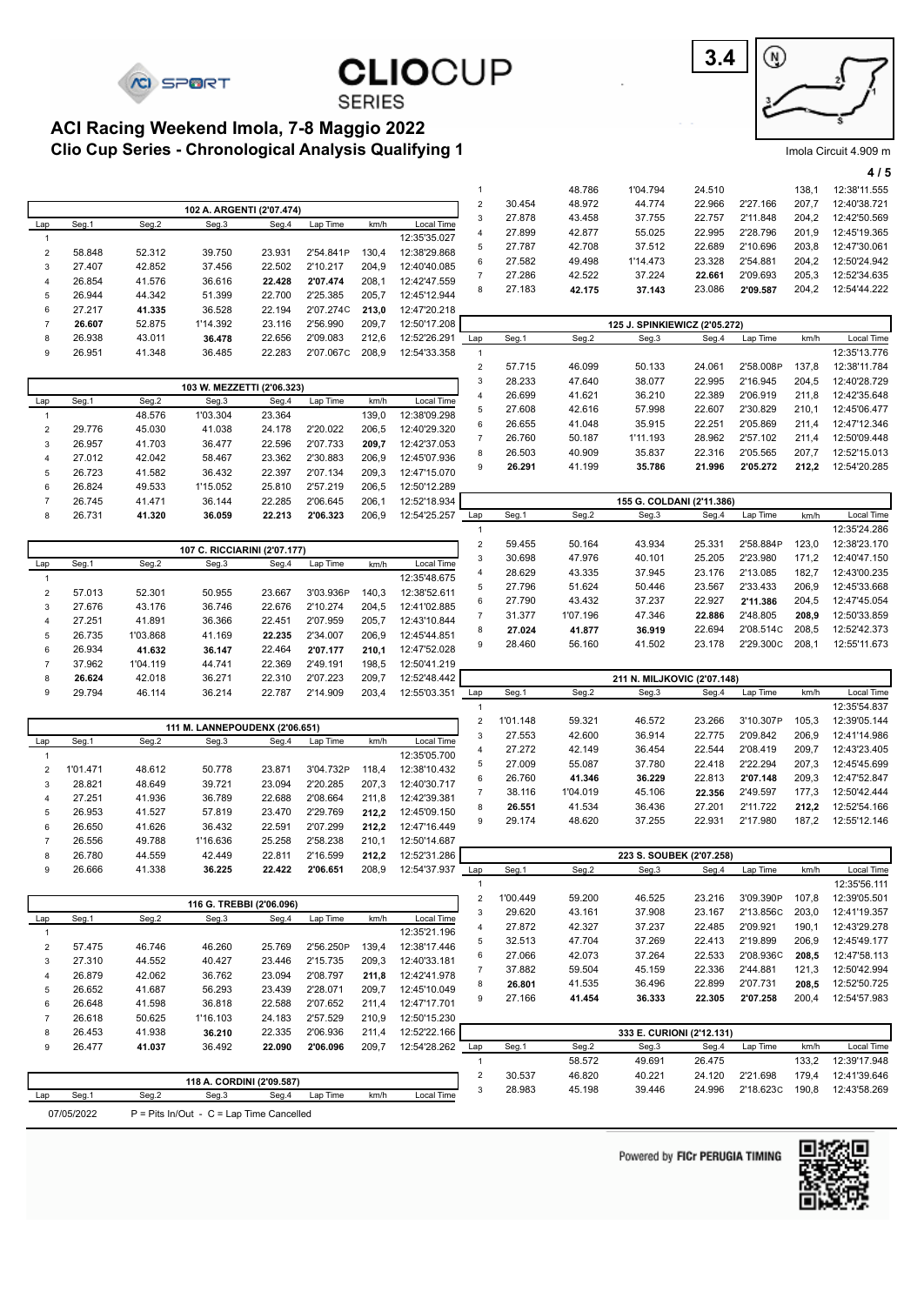# ACI Racing Weekend Imola, 7-8 Maggio 2022

## Clio Cup Series - Chronological Analysis Qualifying 1

Imola Circuit 4.909 m

**102 A. ARGENTI (2'07.474)**

| Lap | Seg.1 | Seg.2 | Seg.3 | Seg.4 | Lap Time | km/h | Local Time |
|---|---|---|---|---|---|---|---|
| 1 | | | | | | | 12:35'35.027 |
| 2 | 58.848 | 52.312 | 39.750 | 23.931 | 2'54.841P | 130,4 | 12:38'29.868 |
| 3 | 27.407 | 42.852 | 37.456 | 22.502 | 2'10.217 | 204,9 | 12:40'40.085 |
| 4 | 26.854 | 41.576 | 36.616 | **22.428** | **2'07.474** | 208,1 | 12:42'47.559 |
| 5 | 26.944 | 44.342 | 51.399 | 22.700 | 2'25.385 | 205,7 | 12:45'12.944 |
| 6 | 27.217 | **41.335** | 36.528 | 22.194 | 2'07.274C | **213,0** | 12:47'20.218 |
| 7 | **26.607** | 52.875 | 1'14.392 | 23.116 | 2'56.990 | 209,7 | 12:50'17.208 |
| 8 | 26.938 | 43.011 | **36.478** | 22.656 | 2'09.083 | 212,6 | 12:52'26.291 |
| 9 | 26.951 | 41.348 | 36.485 | 22.283 | 2'07.067C | 208,9 | 12:54'33.358 |

**103 W. MEZZETTI (2'06.323)**

| Lap | Seg.1 | Seg.2 | Seg.3 | Seg.4 | Lap Time | km/h | Local Time |
|---|---|---|---|---|---|---|---|
| 1 | | 48.576 | 1'03.304 | 23.364 | | 139,0 | 12:38'09.298 |
| 2 | 29.776 | 45.030 | 41.038 | 24.178 | 2'20.022 | 206,5 | 12:40'29.320 |
| 3 | 26.957 | 41.703 | 36.477 | 22.596 | 2'07.733 | **209,7** | 12:42'37.053 |
| 4 | 27.012 | 42.042 | 58.467 | 23.362 | 2'30.883 | 206,9 | 12:45'07.936 |
| 5 | 26.723 | 41.582 | 36.432 | 22.397 | 2'07.134 | 209,3 | 12:47'15.070 |
| 6 | 26.824 | 49.533 | 1'15.052 | 25.810 | 2'57.219 | 206,5 | 12:50'12.289 |
| 7 | 26.745 | 41.471 | 36.144 | 22.285 | 2'06.645 | 206,1 | 12:52'18.934 |
| 8 | 26.731 | **41.320** | **36.059** | **22.213** | **2'06.323** | 206,9 | 12:54'25.257 |

**107 C. RICCIARINI (2'07.177)**

| Lap | Seg.1 | Seg.2 | Seg.3 | Seg.4 | Lap Time | km/h | Local Time |
|---|---|---|---|---|---|---|---|
| 1 | | | | | | | 12:35'48.675 |
| 2 | 57.013 | 52.301 | 50.955 | 23.667 | 3'03.936P | 140,3 | 12:38'52.611 |
| 3 | 27.676 | 43.176 | 36.746 | 22.676 | 2'10.274 | 204,5 | 12:41'02.885 |
| 4 | 27.251 | 41.891 | 36.366 | 22.451 | 2'07.959 | 205,7 | 12:43'10.844 |
| 5 | 26.735 | 1'03.868 | 41.169 | **22.235** | 2'34.007 | 206,9 | 12:45'44.851 |
| 6 | 26.934 | **41.632** | **36.147** | 22.464 | **2'07.177** | **210,1** | 12:47'52.028 |
| 7 | 37.962 | 1'04.119 | 44.741 | 22.369 | 2'49.191 | 198,5 | 12:50'41.219 |
| 8 | **26.624** | 42.018 | 36.271 | 22.310 | 2'07.223 | 209,7 | 12:52'48.442 |
| 9 | 29.794 | 46.114 | 36.214 | 22.787 | 2'14.909 | 203,4 | 12:55'03.351 |

**111 M. LANNEPOUDENX (2'06.651)**

| Lap | Seg.1 | Seg.2 | Seg.3 | Seg.4 | Lap Time | km/h | Local Time |
|---|---|---|---|---|---|---|---|
| 1 | | | | | | | 12:35'05.700 |
| 2 | 1'01.471 | 48.612 | 50.778 | 23.871 | 3'04.732P | 118,4 | 12:38'10.432 |
| 3 | 28.821 | 48.649 | 39.721 | 23.094 | 2'20.285 | 207,3 | 12:40'30.717 |
| 4 | 27.251 | 41.936 | 36.789 | 22.688 | 2'08.664 | 211,8 | 12:42'39.381 |
| 5 | 26.953 | 41.527 | 57.819 | 23.470 | 2'29.769 | **212,2** | 12:45'09.150 |
| 6 | 26.650 | 41.626 | 36.432 | 22.591 | 2'07.299 | **212,2** | 12:47'16.449 |
| 7 | 26.556 | 49.788 | 1'16.636 | 25.258 | 2'58.238 | 210,1 | 12:50'14.687 |
| 8 | 26.780 | 44.559 | 42.449 | 22.811 | 2'16.599 | **212,2** | 12:52'31.286 |
| 9 | 26.666 | 41.338 | **36.225** | **22.422** | **2'06.651** | 208,9 | 12:54'37.937 |

**116 G. TREBBI (2'06.096)**

| Lap | Seg.1 | Seg.2 | Seg.3 | Seg.4 | Lap Time | km/h | Local Time |
|---|---|---|---|---|---|---|---|
| 1 | | | | | | | 12:35'21.196 |
| 2 | 57.475 | 46.746 | 46.260 | 25.769 | 2'56.250P | 139,4 | 12:38'17.446 |
| 3 | 27.310 | 44.552 | 40.427 | 23.446 | 2'15.735 | 209,3 | 12:40'33.181 |
| 4 | 26.879 | 42.062 | 36.762 | 23.094 | 2'08.797 | **211,8** | 12:42'41.978 |
| 5 | 26.652 | 41.687 | 56.293 | 23.439 | 2'28.071 | 209,7 | 12:45'10.049 |
| 6 | 26.648 | 41.598 | 36.818 | 22.588 | 2'07.652 | 211,4 | 12:47'17.701 |
| 7 | 26.618 | 50.625 | 1'16.103 | 24.183 | 2'57.529 | 210,9 | 12:50'15.230 |
| 8 | **26.453** | 41.938 | **36.210** | 22.335 | 2'06.936 | 211,4 | 12:52'22.166 |
| 9 | 26.477 | **41.037** | 36.492 | **22.090** | **2'06.096** | 209,7 | 12:54'28.262 |

**118 A. CORDINI (2'09.587)**

| Lap | Seg.1 | Seg.2 | Seg.3 | Seg.4 | Lap Time | km/h | Local Time |
|---|---|---|---|---|---|---|---|
| 1 | | 48.786 | 1'04.794 | 24.510 | | 138,1 | 12:38'11.555 |
| 2 | 30.454 | 48.972 | 44.774 | 22.966 | 2'27.166 | 207,7 | 12:40'38.721 |
| 3 | 27.878 | 43.458 | 37.755 | 22.757 | 2'11.848 | 204,2 | 12:42'50.569 |
| 4 | 27.899 | 42.877 | 55.025 | 22.995 | 2'28.796 | 201,9 | 12:45'19.365 |
| 5 | 27.787 | 42.708 | 37.512 | 22.689 | 2'10.696 | 203,8 | 12:47'30.061 |
| 6 | 27.582 | 49.498 | 1'14.473 | 23.328 | 2'54.881 | 204,2 | 12:50'24.942 |
| 7 | 27.286 | 42.522 | 37.224 | **22.661** | 2'09.693 | 205,3 | 12:52'34.635 |
| 8 | 27.183 | **42.175** | **37.143** | 23.086 | **2'09.587** | 204,2 | 12:54'44.222 |

**125 J. SPINKIEWICZ (2'05.272)**

| Lap | Seg.1 | Seg.2 | Seg.3 | Seg.4 | Lap Time | km/h | Local Time |
|---|---|---|---|---|---|---|---|
| 1 | | | | | | | 12:35'13.776 |
| 2 | 57.715 | 46.099 | 50.133 | 24.061 | 2'58.008P | 137,8 | 12:38'11.784 |
| 3 | 28.233 | 47.640 | 38.077 | 22.995 | 2'16.945 | 204,5 | 12:40'28.729 |
| 4 | 26.699 | 41.621 | 36.210 | 22.389 | 2'06.919 | 211,8 | 12:42'35.648 |
| 5 | 27.608 | 42.616 | 57.998 | 22.607 | 2'30.829 | 210,1 | 12:45'06.477 |
| 6 | 26.655 | 41.048 | 35.915 | 22.251 | 2'05.869 | 211,4 | 12:47'12.346 |
| 7 | 26.760 | 50.187 | 1'11.193 | 28.962 | 2'57.102 | 211,4 | 12:50'09.448 |
| 8 | 26.503 | 40.909 | 35.837 | 22.316 | 2'05.565 | 207,7 | 12:52'15.013 |
| 9 | **26.291** | 41.199 | **35.786** | **21.996** | **2'05.272** | **212,2** | 12:54'20.285 |

**155 G. COLDANI (2'11.386)**

| Lap | Seg.1 | Seg.2 | Seg.3 | Seg.4 | Lap Time | km/h | Local Time |
|---|---|---|---|---|---|---|---|
| 1 | | | | | | | 12:35'24.286 |
| 2 | 59.455 | 50.164 | 43.934 | 25.331 | 2'58.884P | 123,0 | 12:38'23.170 |
| 3 | 30.698 | 47.976 | 40.101 | 25.205 | 2'23.980 | 171,2 | 12:40'47.150 |
| 4 | 28.629 | 43.335 | 37.945 | 23.176 | 2'13.085 | 182,7 | 12:43'00.235 |
| 5 | 27.796 | 51.624 | 50.446 | 23.567 | 2'33.433 | 206,9 | 12:45'33.668 |
| 6 | 27.790 | 43.432 | 37.237 | 22.927 | **2'11.386** | 204,5 | 12:47'45.054 |
| 7 | 31.377 | 1'07.196 | 47.346 | **22.886** | 2'48.805 | **208,9** | 12:50'33.859 |
| 8 | **27.024** | **41.877** | **36.919** | 22.694 | 2'08.514C | 208,5 | 12:52'42.373 |
| 9 | 28.460 | 56.160 | 41.502 | 23.178 | 2'29.300C | 208,1 | 12:55'11.673 |

**211 N. MILJKOVIC (2'07.148)**

| Lap | Seg.1 | Seg.2 | Seg.3 | Seg.4 | Lap Time | km/h | Local Time |
|---|---|---|---|---|---|---|---|
| 1 | | | | | | | 12:35'54.837 |
| 2 | 1'01.148 | 59.321 | 46.572 | 23.266 | 3'10.307P | 105,3 | 12:39'05.144 |
| 3 | 27.553 | 42.600 | 36.914 | 22.775 | 2'09.842 | 206,9 | 12:41'14.986 |
| 4 | 27.272 | 42.149 | 36.454 | 22.544 | 2'08.419 | 209,7 | 12:43'23.405 |
| 5 | 27.009 | 55.087 | 37.780 | 22.418 | 2'22.294 | 207,3 | 12:45'45.699 |
| 6 | 26.760 | **41.346** | **36.229** | 22.813 | **2'07.148** | 209,3 | 12:47'52.847 |
| 7 | 38.116 | 1'04.019 | 45.106 | **22.356** | 2'49.597 | 177,3 | 12:50'42.444 |
| 8 | **26.551** | 41.534 | 36.436 | 27.201 | 2'11.722 | **212,2** | 12:52'54.166 |
| 9 | 29.174 | 48.620 | 37.255 | 22.931 | 2'17.980 | 187,2 | 12:55'12.146 |

**223 S. SOUBEK (2'07.258)**

| Lap | Seg.1 | Seg.2 | Seg.3 | Seg.4 | Lap Time | km/h | Local Time |
|---|---|---|---|---|---|---|---|
| 1 | | | | | | | 12:35'56.111 |
| 2 | 1'00.449 | 59.200 | 46.525 | 23.216 | 3'09.390P | 107,8 | 12:39'05.501 |
| 3 | 29.620 | 43.161 | 37.908 | 23.167 | 2'13.856C | 203,0 | 12:41'19.357 |
| 4 | 27.872 | 42.327 | 37.237 | 22.485 | 2'09.921 | 190,1 | 12:43'29.278 |
| 5 | 32.513 | 47.704 | 37.269 | 22.413 | 2'19.899 | 206,9 | 12:45'49.177 |
| 6 | 27.066 | 42.073 | 37.264 | 22.533 | 2'08.936C | **208,5** | 12:47'58.113 |
| 7 | 37.882 | 59.504 | 45.159 | 22.336 | 2'44.881 | 121,3 | 12:50'42.994 |
| 8 | **26.801** | 41.535 | 36.496 | 22.899 | 2'07.731 | **208,5** | 12:52'50.725 |
| 9 | 27.166 | **41.454** | **36.333** | **22.305** | **2'07.258** | 200,4 | 12:54'57.983 |

**333 E. CURIONI (2'12.131)**

| Lap | Seg.1 | Seg.2 | Seg.3 | Seg.4 | Lap Time | km/h | Local Time |
|---|---|---|---|---|---|---|---|
| 1 | | 58.572 | 49.691 | 26.475 | | 133,2 | 12:39'17.948 |
| 2 | 30.537 | 46.820 | 40.221 | 24.120 | 2'21.698 | 179,4 | 12:41'39.646 |
| 3 | 28.983 | 45.198 | 39.446 | 24.996 | 2'18.623C | 190,8 | 12:43'58.269 |

07/05/2022 P = Pits In/Out - C = Lap Time Cancelled

Powered by FICr PERUGIA TIMING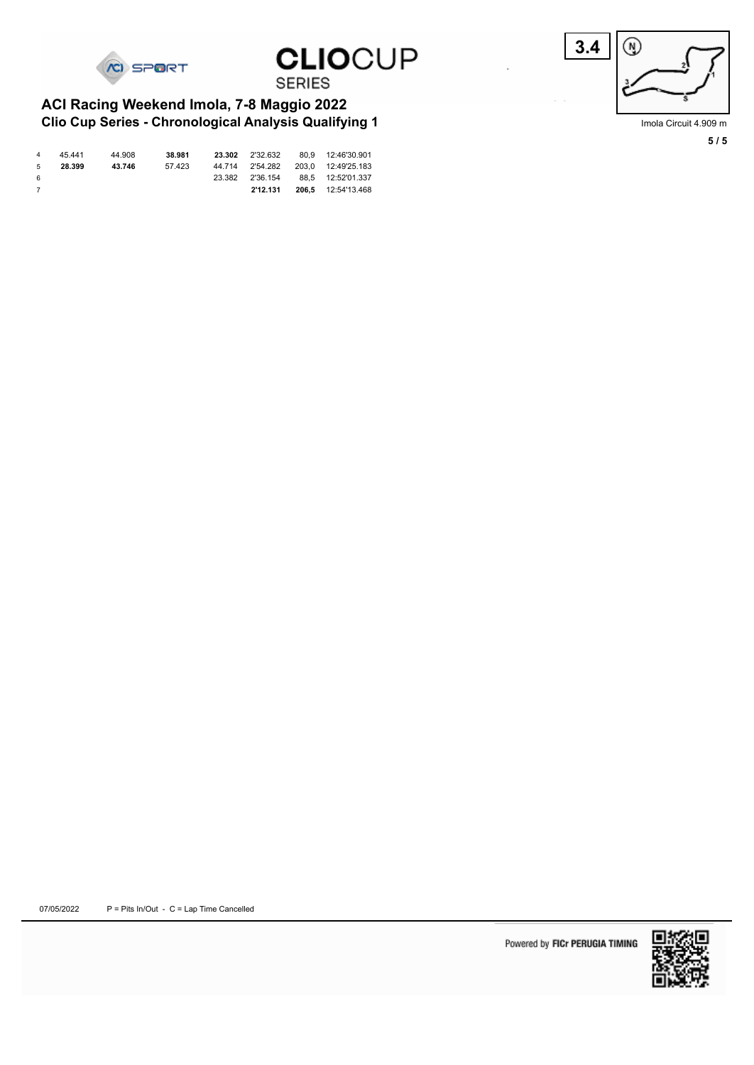# ACI Racing Weekend Imola, 7-8 Maggio 2022
## Clio Cup Series - Chronological Analysis Qualifying 1

3.4

Imola Circuit 4.909 m

| Lap | S1 | S2 | S3 | S4 | Time | Speed | Hour |
|---|---|---|---|---|---|---|---|
| 4 | 45.441 | 44.908 | **38.981** | **23.302** | 2'32.632 | 80,9 | 12:46'30.901 |
| 5 | **28.399** | **43.746** | 57.423 | 44.714 | 2'54.282 | 203,0 | 12:49'25.183 |
| 6 | | | | 23.382 | 2'36.154 | 88,5 | 12:52'01.337 |
| 7 | | | | | **2'12.131** | **206,5** | 12:54'13.468 |

07/05/2022 P = Pits In/Out - C = Lap Time Cancelled

Powered by FICr PERUGIA TIMING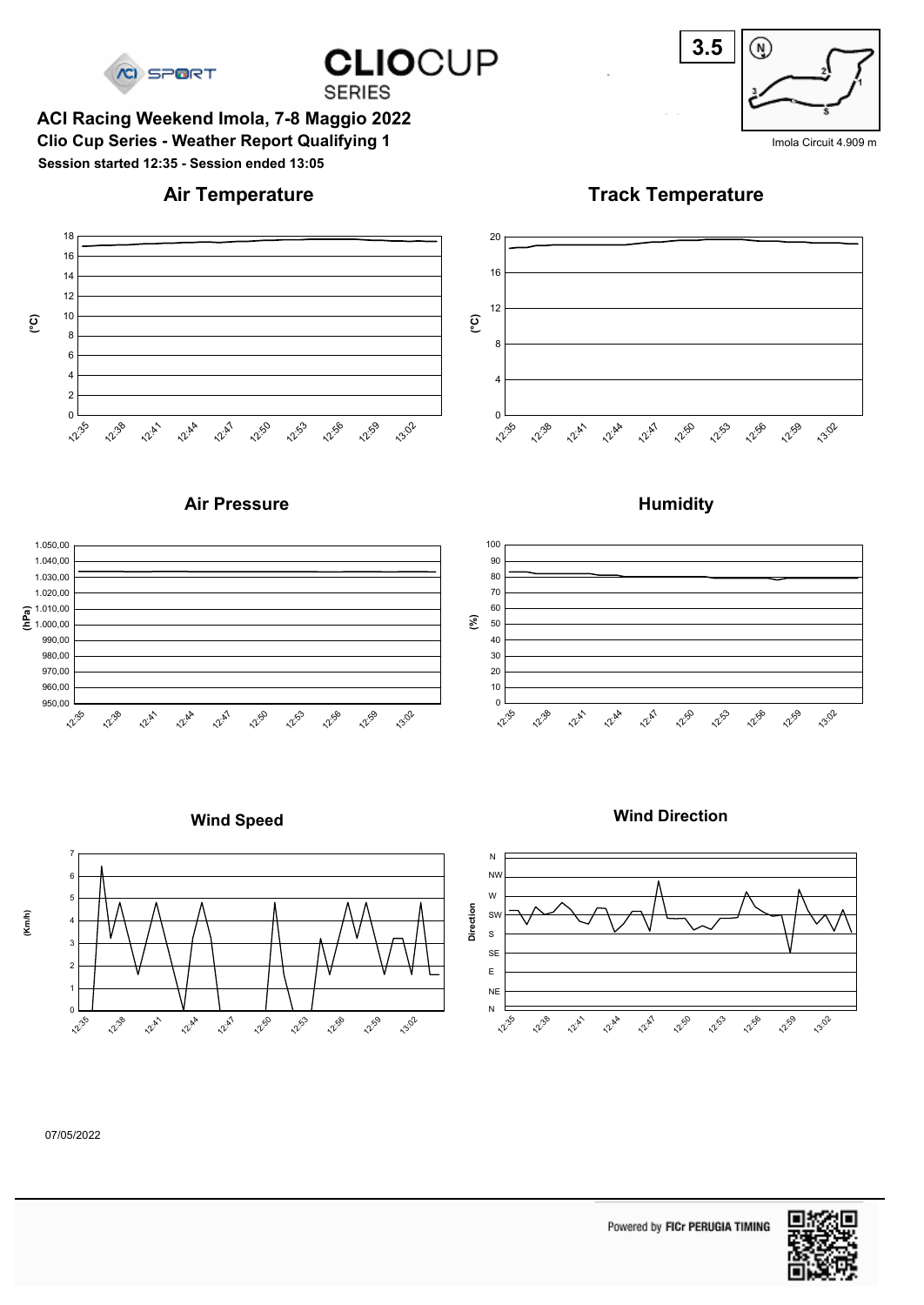ACI SPORT

CLIOCUP SERIES

3.5

Imola Circuit 4.909 m

## ACI Racing Weekend Imola, 7-8 Maggio 2022

**Clio Cup Series - Weather Report Qualifying 1**

**Session started 12:35 - Session ended 13:05**

### Air Temperature

(°C)

18
16
14
12
10
8
6
4
2
0

12:35 12:38 12:41 12:44 12:47 12:50 12:53 12:56 12:59 13:02

### Track Temperature

(°C)

20
16
12
8
4
0

12:35 12:38 12:41 12:44 12:47 12:50 12:53 12:56 12:59 13:02

### Air Pressure

(hPa)

1.050,00
1.040,00
1.030,00
1.020,00
1.010,00
1.000,00
990,00
980,00
970,00
960,00
950,00

12:35 12:38 12:41 12:44 12:47 12:50 12:53 12:56 12:59 13:02

### Humidity

(%)

100
90
80
70
60
50
40
30
20
10
0

12:35 12:38 12:41 12:44 12:47 12:50 12:53 12:56 12:59 13:02

### Wind Speed

(Km/h)

7
6
5
4
3
2
1
0

12:35 12:38 12:41 12:44 12:47 12:50 12:53 12:56 12:59 13:02

### Wind Direction

Direction

N
NW
W
SW
S
SE
E
NE
N

12:35 12:38 12:41 12:44 12:47 12:50 12:53 12:56 12:59 13:02

07/05/2022

Powered by FICr PERUGIA TIMING